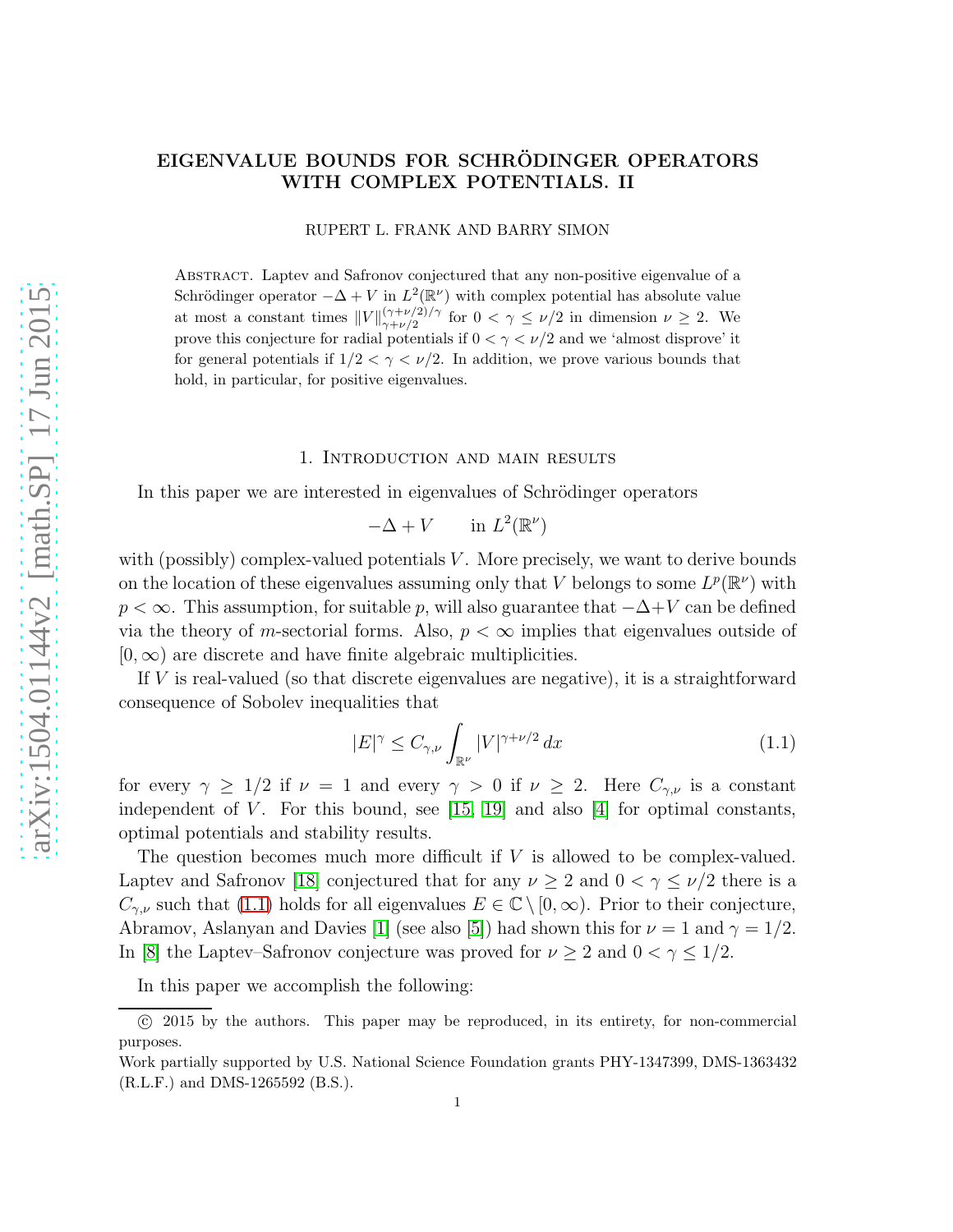# EIGENVALUE BOUNDS FOR SCHRÖDINGER OPERATORS WITH COMPLEX POTENTIALS. II

RUPERT L. FRANK AND BARRY SIMON

Abstract. Laptev and Safronov conjectured that any non-positive eigenvalue of a Schrödinger operator $-\Delta + V$ in $L^2(\mathbb{R}^\nu)$ with complex potential has absolute value at most a constant times $\|V\|_{\gamma+\nu/2}^{(\gamma+\nu/2)/\gamma}$ for $0 < \gamma \leq \nu/2$ in dimension $\nu \geq 2$. We prove this conjecture for radial potentials if $0 < \gamma < \nu/2$ and we 'almost disprove' it for general potentials if $1/2 < \gamma < \nu/2$. In addition, we prove various bounds that hold, in particular, for positive eigenvalues.

## 1. Introduction and main results

In this paper we are interested in eigenvalues of Schrödinger operators

$$-\Delta + V \qquad \text{in } L^2(\mathbb{R}^\nu)$$

with (possibly) complex-valued potentials $V$. More precisely, we want to derive bounds on the location of these eigenvalues assuming only that $V$ belongs to some $L^p(\mathbb{R}^\nu)$ with $p < \infty$. This assumption, for suitable $p$, will also guarantee that $-\Delta+V$ can be defined via the theory of $m$-sectorial forms. Also, $p < \infty$ implies that eigenvalues outside of $[0, \infty)$ are discrete and have finite algebraic multiplicities.

If $V$ is real-valued (so that discrete eigenvalues are negative), it is a straightforward consequence of Sobolev inequalities that

$$|E|^\gamma \leq C_{\gamma,\nu} \int_{\mathbb{R}^\nu} |V|^{\gamma+\nu/2}\, dx \tag{1.1}$$

for every $\gamma \geq 1/2$ if $\nu = 1$ and every $\gamma > 0$ if $\nu \geq 2$. Here $C_{\gamma,\nu}$ is a constant independent of $V$. For this bound, see [15, 19] and also [4] for optimal constants, optimal potentials and stability results.

The question becomes much more difficult if $V$ is allowed to be complex-valued. Laptev and Safronov [18] conjectured that for any $\nu \geq 2$ and $0 < \gamma \leq \nu/2$ there is a $C_{\gamma,\nu}$ such that (1.1) holds for all eigenvalues $E \in \mathbb{C} \setminus [0, \infty)$. Prior to their conjecture, Abramov, Aslanyan and Davies [1] (see also [5]) had shown this for $\nu = 1$ and $\gamma = 1/2$. In [8] the Laptev–Safronov conjecture was proved for $\nu \geq 2$ and $0 < \gamma \leq 1/2$.

In this paper we accomplish the following:

---

© 2015 by the authors. This paper may be reproduced, in its entirety, for non-commercial purposes.

Work partially supported by U.S. National Science Foundation grants PHY-1347399, DMS-1363432 (R.L.F.) and DMS-1265592 (B.S.).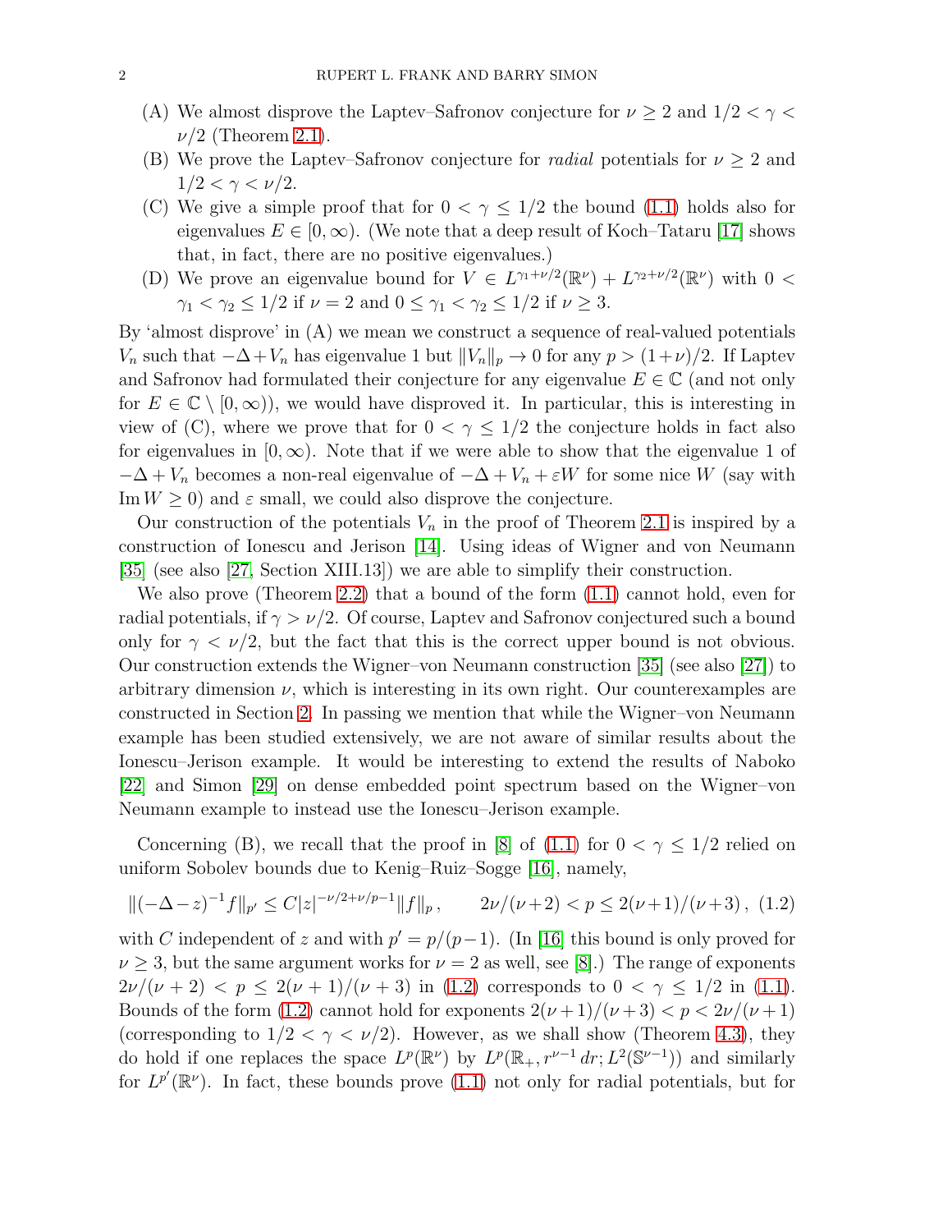(A) We almost disprove the Laptev–Safronov conjecture for $\nu \geq 2$ and $1/2 < \gamma < \nu/2$ (Theorem 2.1).

(B) We prove the Laptev–Safronov conjecture for *radial* potentials for $\nu \geq 2$ and $1/2 < \gamma < \nu/2$.

(C) We give a simple proof that for $0 < \gamma \leq 1/2$ the bound (1.1) holds also for eigenvalues $E \in [0, \infty)$. (We note that a deep result of Koch–Tataru [17] shows that, in fact, there are no positive eigenvalues.)

(D) We prove an eigenvalue bound for $V \in L^{\gamma_1+\nu/2}(\mathbb{R}^\nu) + L^{\gamma_2+\nu/2}(\mathbb{R}^\nu)$ with $0 < \gamma_1 < \gamma_2 \leq 1/2$ if $\nu = 2$ and $0 \leq \gamma_1 < \gamma_2 \leq 1/2$ if $\nu \geq 3$.

By 'almost disprove' in (A) we mean we construct a sequence of real-valued potentials $V_n$ such that $-\Delta + V_n$ has eigenvalue 1 but $\|V_n\|_p \to 0$ for any $p > (1+\nu)/2$. If Laptev and Safronov had formulated their conjecture for any eigenvalue $E \in \mathbb{C}$ (and not only for $E \in \mathbb{C} \setminus [0, \infty)$), we would have disproved it. In particular, this is interesting in view of (C), where we prove that for $0 < \gamma \leq 1/2$ the conjecture holds in fact also for eigenvalues in $[0, \infty)$. Note that if we were able to show that the eigenvalue 1 of $-\Delta + V_n$ becomes a non-real eigenvalue of $-\Delta + V_n + \varepsilon W$ for some nice $W$ (say with $\operatorname{Im} W \geq 0$) and $\varepsilon$ small, we could also disprove the conjecture.

Our construction of the potentials $V_n$ in the proof of Theorem 2.1 is inspired by a construction of Ionescu and Jerison [14]. Using ideas of Wigner and von Neumann [35] (see also [27, Section XIII.13]) we are able to simplify their construction.

We also prove (Theorem 2.2) that a bound of the form (1.1) cannot hold, even for radial potentials, if $\gamma > \nu/2$. Of course, Laptev and Safronov conjectured such a bound only for $\gamma < \nu/2$, but the fact that this is the correct upper bound is not obvious. Our construction extends the Wigner–von Neumann construction [35] (see also [27]) to arbitrary dimension $\nu$, which is interesting in its own right. Our counterexamples are constructed in Section 2. In passing we mention that while the Wigner–von Neumann example has been studied extensively, we are not aware of similar results about the Ionescu–Jerison example. It would be interesting to extend the results of Naboko [22] and Simon [29] on dense embedded point spectrum based on the Wigner–von Neumann example to instead use the Ionescu–Jerison example.

Concerning (B), we recall that the proof in [8] of (1.1) for $0 < \gamma \leq 1/2$ relied on uniform Sobolev bounds due to Kenig–Ruiz–Sogge [16], namely,

$$\|(-\Delta - z)^{-1} f\|_{p'} \leq C |z|^{-\nu/2+\nu/p-1} \|f\|_p \,, \qquad 2\nu/(\nu+2) < p \leq 2(\nu+1)/(\nu+3) \,, \tag{1.2}$$

with $C$ independent of $z$ and with $p' = p/(p-1)$. (In [16] this bound is only proved for $\nu \geq 3$, but the same argument works for $\nu = 2$ as well, see [8].) The range of exponents $2\nu/(\nu+2) < p \leq 2(\nu+1)/(\nu+3)$ in (1.2) corresponds to $0 < \gamma \leq 1/2$ in (1.1). Bounds of the form (1.2) cannot hold for exponents $2(\nu+1)/(\nu+3) < p < 2\nu/(\nu+1)$ (corresponding to $1/2 < \gamma < \nu/2$). However, as we shall show (Theorem 4.3), they do hold if one replaces the space $L^p(\mathbb{R}^\nu)$ by $L^p(\mathbb{R}_+, r^{\nu-1}\, dr; L^2(\mathbb{S}^{\nu-1}))$ and similarly for $L^{p'}(\mathbb{R}^\nu)$. In fact, these bounds prove (1.1) not only for radial potentials, but for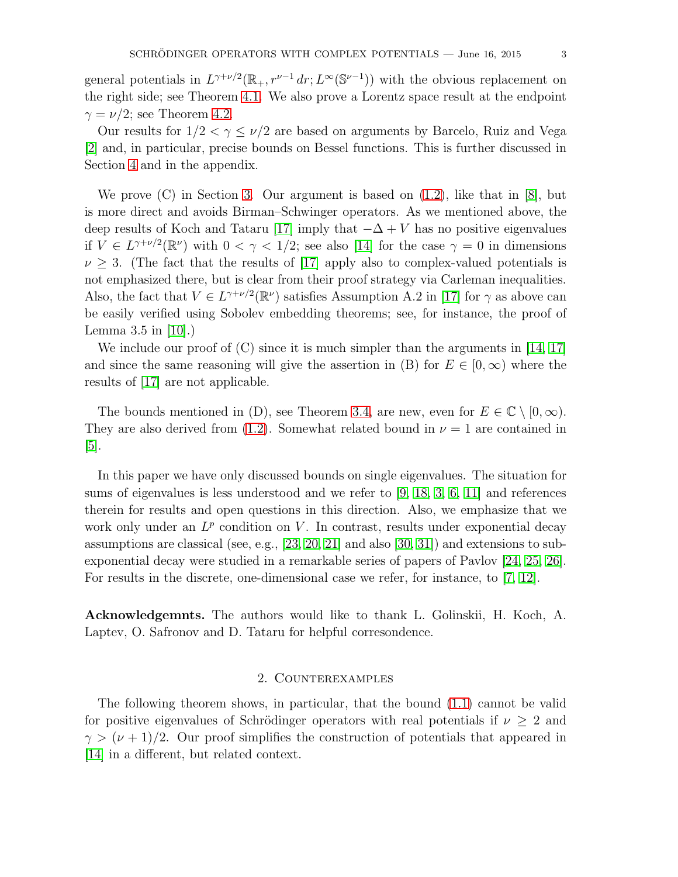general potentials in $L^{\gamma+\nu/2}(\mathbb{R}_+, r^{\nu-1}\,dr; L^\infty(\mathbb{S}^{\nu-1}))$ with the obvious replacement on the right side; see Theorem 4.1. We also prove a Lorentz space result at the endpoint $\gamma = \nu/2$; see Theorem 4.2.

Our results for $1/2 < \gamma \leq \nu/2$ are based on arguments by Barcelo, Ruiz and Vega [2] and, in particular, precise bounds on Bessel functions. This is further discussed in Section 4 and in the appendix.

We prove (C) in Section 3. Our argument is based on (1.2), like that in [8], but is more direct and avoids Birman–Schwinger operators. As we mentioned above, the deep results of Koch and Tataru [17] imply that $-\Delta + V$ has no positive eigenvalues if $V \in L^{\gamma+\nu/2}(\mathbb{R}^\nu)$ with $0 < \gamma < 1/2$; see also [14] for the case $\gamma = 0$ in dimensions $\nu \geq 3$. (The fact that the results of [17] apply also to complex-valued potentials is not emphasized there, but is clear from their proof strategy via Carleman inequalities. Also, the fact that $V \in L^{\gamma+\nu/2}(\mathbb{R}^\nu)$ satisfies Assumption A.2 in [17] for $\gamma$ as above can be easily verified using Sobolev embedding theorems; see, for instance, the proof of Lemma 3.5 in [10].)

We include our proof of (C) since it is much simpler than the arguments in [14, 17] and since the same reasoning will give the assertion in (B) for $E \in [0, \infty)$ where the results of [17] are not applicable.

The bounds mentioned in (D), see Theorem 3.4, are new, even for $E \in \mathbb{C} \setminus [0, \infty)$. They are also derived from (1.2). Somewhat related bound in $\nu = 1$ are contained in [5].

In this paper we have only discussed bounds on single eigenvalues. The situation for sums of eigenvalues is less understood and we refer to [9, 18, 3, 6, 11] and references therein for results and open questions in this direction. Also, we emphasize that we work only under an $L^p$ condition on $V$. In contrast, results under exponential decay assumptions are classical (see, e.g., [23, 20, 21] and also [30, 31]) and extensions to sub-exponential decay were studied in a remarkable series of papers of Pavlov [24, 25, 26]. For results in the discrete, one-dimensional case we refer, for instance, to [7, 12].

**Acknowledgemnts.** The authors would like to thank L. Golinskii, H. Koch, A. Laptev, O. Safronov and D. Tataru for helpful corresondence.

## 2. Counterexamples

The following theorem shows, in particular, that the bound (1.1) cannot be valid for positive eigenvalues of Schrödinger operators with real potentials if $\nu \geq 2$ and $\gamma > (\nu+1)/2$. Our proof simplifies the construction of potentials that appeared in [14] in a different, but related context.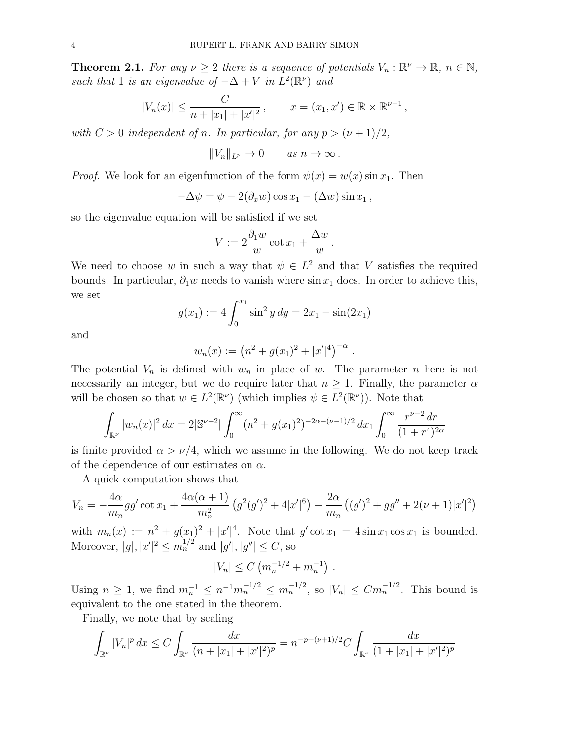**Theorem 2.1.** *For any $\nu \geq 2$ there is a sequence of potentials $V_n : \mathbb{R}^\nu \to \mathbb{R}$, $n \in \mathbb{N}$, such that 1 is an eigenvalue of $-\Delta + V$ in $L^2(\mathbb{R}^\nu)$ and*

$$|V_n(x)| \leq \frac{C}{n + |x_1| + |x'|^2}\,, \qquad x = (x_1, x') \in \mathbb{R} \times \mathbb{R}^{\nu-1}\,,$$

*with $C > 0$ independent of $n$. In particular, for any $p > (\nu+1)/2$,*

$$\|V_n\|_{L^p} \to 0 \qquad \text{as } n \to \infty\,.$$

*Proof.* We look for an eigenfunction of the form $\psi(x) = w(x) \sin x_1$. Then

$$-\Delta\psi = \psi - 2(\partial_x w)\cos x_1 - (\Delta w)\sin x_1\,,$$

so the eigenvalue equation will be satisfied if we set

$$V := 2\frac{\partial_1 w}{w}\cot x_1 + \frac{\Delta w}{w}\,.$$

We need to choose $w$ in such a way that $\psi \in L^2$ and that $V$ satisfies the required bounds. In particular, $\partial_1 w$ needs to vanish where $\sin x_1$ does. In order to achieve this, we set

$$g(x_1) := 4\int_0^{x_1} \sin^2 y\, dy = 2x_1 - \sin(2x_1)$$

and

$$w_n(x) := \left(n^2 + g(x_1)^2 + |x'|^4\right)^{-\alpha}\,.$$

The potential $V_n$ is defined with $w_n$ in place of $w$. The parameter $n$ here is not necessarily an integer, but we do require later that $n \geq 1$. Finally, the parameter $\alpha$ will be chosen so that $w \in L^2(\mathbb{R}^\nu)$ (which implies $\psi \in L^2(\mathbb{R}^\nu)$). Note that

$$\int_{\mathbb{R}^\nu} |w_n(x)|^2\, dx = 2|\mathbb{S}^{\nu-2}| \int_0^\infty (n^2 + g(x_1)^2)^{-2\alpha + (\nu-1)/2}\, dx_1 \int_0^\infty \frac{r^{\nu-2}\, dr}{(1+r^4)^{2\alpha}}$$

is finite provided $\alpha > \nu/4$, which we assume in the following. We do not keep track of the dependence of our estimates on $\alpha$.

A quick computation shows that

$$V_n = -\frac{4\alpha}{m_n} g g' \cot x_1 + \frac{4\alpha(\alpha+1)}{m_n^2}\left(g^2(g')^2 + 4|x'|^6\right) - \frac{2\alpha}{m_n}\left((g')^2 + g g'' + 2(\nu+1)|x'|^2\right)$$

with $m_n(x) := n^2 + g(x_1)^2 + |x'|^4$. Note that $g' \cot x_1 = 4 \sin x_1 \cos x_1$ is bounded. Moreover, $|g|, |x'|^2 \leq m_n^{1/2}$ and $|g'|, |g''| \leq C$, so

$$|V_n| \leq C\left(m_n^{-1/2} + m_n^{-1}\right)\,.$$

Using $n \geq 1$, we find $m_n^{-1} \leq n^{-1} m_n^{-1/2} \leq m_n^{-1/2}$, so $|V_n| \leq C m_n^{-1/2}$. This bound is equivalent to the one stated in the theorem.

Finally, we note that by scaling

$$\int_{\mathbb{R}^\nu} |V_n|^p\, dx \leq C \int_{\mathbb{R}^\nu} \frac{dx}{(n + |x_1| + |x'|^2)^p} = n^{-p+(\nu+1)/2} C \int_{\mathbb{R}^\nu} \frac{dx}{(1 + |x_1| + |x'|^2)^p}$$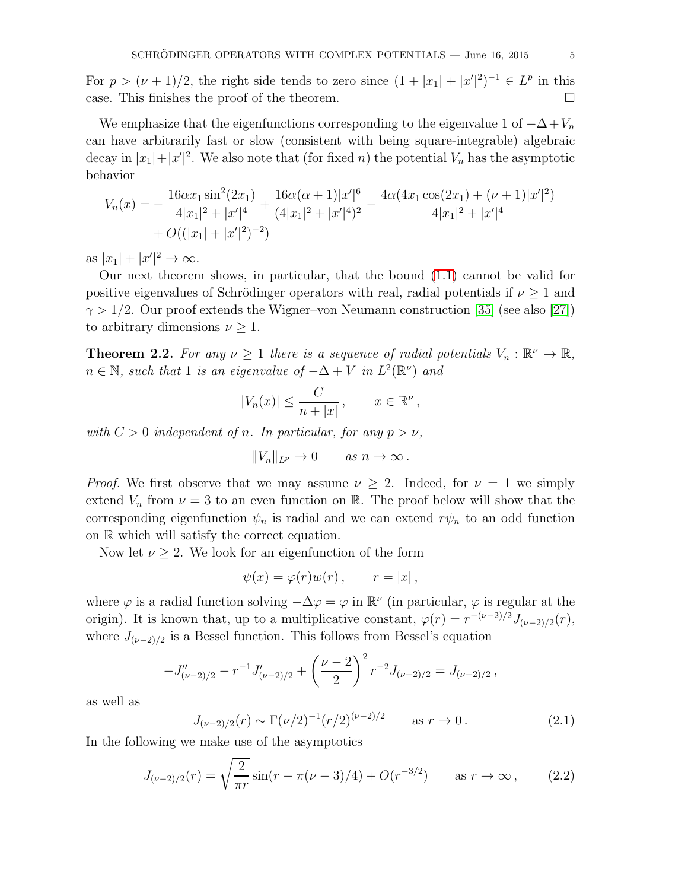For $p > (\nu+1)/2$, the right side tends to zero since $(1+|x_1|+|x'|^2)^{-1} \in L^p$ in this case. This finishes the proof of the theorem. $\square$

We emphasize that the eigenfunctions corresponding to the eigenvalue 1 of $-\Delta + V_n$ can have arbitrarily fast or slow (consistent with being square-integrable) algebraic decay in $|x_1|+|x'|^2$. We also note that (for fixed $n$) the potential $V_n$ has the asymptotic behavior

$$
\begin{aligned}
V_n(x) = &- \frac{16\alpha x_1 \sin^2(2x_1)}{4|x_1|^2 + |x'|^4} + \frac{16\alpha(\alpha+1)|x'|^6}{(4|x_1|^2+|x'|^4)^2} - \frac{4\alpha(4x_1\cos(2x_1) + (\nu+1)|x'|^2)}{4|x_1|^2+|x'|^4} \\
&+ O((|x_1|+|x'|^2)^{-2})
\end{aligned}
$$

as $|x_1| + |x'|^2 \to \infty$.

Our next theorem shows, in particular, that the bound (1.1) cannot be valid for positive eigenvalues of Schrödinger operators with real, radial potentials if $\nu \geq 1$ and $\gamma > 1/2$. Our proof extends the Wigner–von Neumann construction [35] (see also [27]) to arbitrary dimensions $\nu \geq 1$.

**Theorem 2.2.** *For any $\nu \geq 1$ there is a sequence of radial potentials $V_n : \mathbb{R}^\nu \to \mathbb{R}$, $n \in \mathbb{N}$, such that 1 is an eigenvalue of $-\Delta + V$ in $L^2(\mathbb{R}^\nu)$ and*

$$
|V_n(x)| \leq \frac{C}{n+|x|}, \qquad x \in \mathbb{R}^\nu,
$$

*with $C > 0$ independent of $n$. In particular, for any $p > \nu$,*

$$
\|V_n\|_{L^p} \to 0 \qquad \text{as } n \to \infty .
$$

*Proof.* We first observe that we may assume $\nu \geq 2$. Indeed, for $\nu = 1$ we simply extend $V_n$ from $\nu = 3$ to an even function on $\mathbb{R}$. The proof below will show that the corresponding eigenfunction $\psi_n$ is radial and we can extend $r\psi_n$ to an odd function on $\mathbb{R}$ which will satisfy the correct equation.

Now let $\nu \geq 2$. We look for an eigenfunction of the form

$$
\psi(x) = \varphi(r) w(r), \qquad r = |x|,
$$

where $\varphi$ is a radial function solving $-\Delta\varphi = \varphi$ in $\mathbb{R}^\nu$ (in particular, $\varphi$ is regular at the origin). It is known that, up to a multiplicative constant, $\varphi(r) = r^{-(\nu-2)/2} J_{(\nu-2)/2}(r)$, where $J_{(\nu-2)/2}$ is a Bessel function. This follows from Bessel's equation

$$
-J''_{(\nu-2)/2} - r^{-1} J'_{(\nu-2)/2} + \left(\frac{\nu-2}{2}\right)^2 r^{-2} J_{(\nu-2)/2} = J_{(\nu-2)/2},
$$

as well as

$$
J_{(\nu-2)/2}(r) \sim \Gamma(\nu/2)^{-1} (r/2)^{(\nu-2)/2} \qquad \text{as } r \to 0. \tag{2.1}
$$

In the following we make use of the asymptotics

$$
J_{(\nu-2)/2}(r) = \sqrt{\frac{2}{\pi r}} \sin(r - \pi(\nu-3)/4) + O(r^{-3/2}) \qquad \text{as } r \to \infty, \tag{2.2}
$$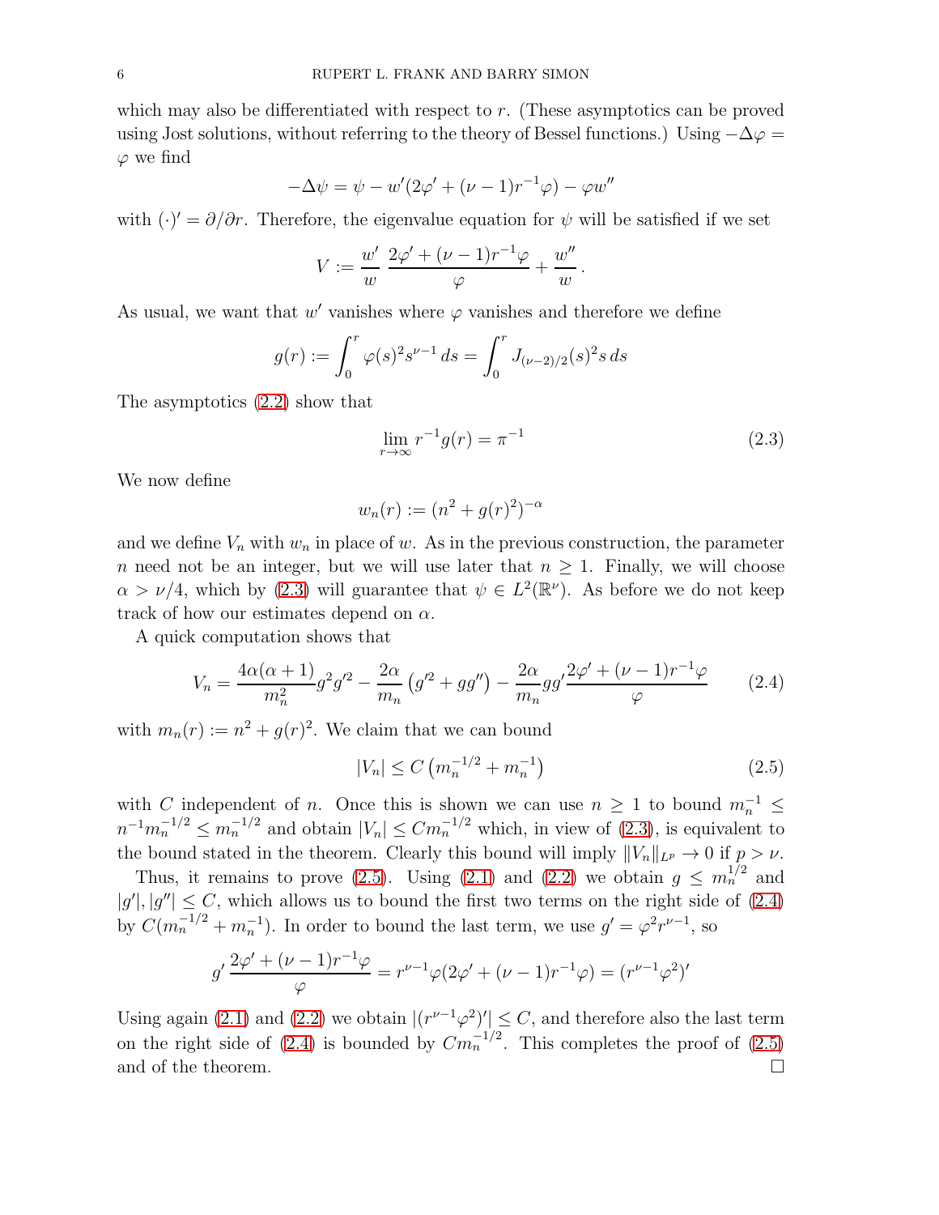which may also be differentiated with respect to $r$. (These asymptotics can be proved using Jost solutions, without referring to the theory of Bessel functions.) Using $-\Delta\varphi = \varphi$ we find

$$-\Delta\psi = \psi - w'(2\varphi' + (\nu-1)r^{-1}\varphi) - \varphi w''$$

with $(\cdot)' = \partial/\partial r$. Therefore, the eigenvalue equation for $\psi$ will be satisfied if we set

$$V := \frac{w'}{w}\,\frac{2\varphi' + (\nu-1)r^{-1}\varphi}{\varphi} + \frac{w''}{w}\,.$$

As usual, we want that $w'$ vanishes where $\varphi$ vanishes and therefore we define

$$g(r) := \int_0^r \varphi(s)^2 s^{\nu-1}\,ds = \int_0^r J_{(\nu-2)/2}(s)^2 s\,ds$$

The asymptotics (2.2) show that

$$\lim_{r\to\infty} r^{-1}g(r) = \pi^{-1} \tag{2.3}$$

We now define

$$w_n(r) := (n^2 + g(r)^2)^{-\alpha}$$

and we define $V_n$ with $w_n$ in place of $w$. As in the previous construction, the parameter $n$ need not be an integer, but we will use later that $n \geq 1$. Finally, we will choose $\alpha > \nu/4$, which by (2.3) will guarantee that $\psi \in L^2(\mathbb{R}^\nu)$. As before we do not keep track of how our estimates depend on $\alpha$.

A quick computation shows that

$$V_n = \frac{4\alpha(\alpha+1)}{m_n^2} g^2 g'^2 - \frac{2\alpha}{m_n}\left(g'^2 + gg''\right) - \frac{2\alpha}{m_n} gg' \frac{2\varphi' + (\nu-1)r^{-1}\varphi}{\varphi} \tag{2.4}$$

with $m_n(r) := n^2 + g(r)^2$. We claim that we can bound

$$|V_n| \leq C\left(m_n^{-1/2} + m_n^{-1}\right) \tag{2.5}$$

with $C$ independent of $n$. Once this is shown we can use $n \geq 1$ to bound $m_n^{-1} \leq n^{-1}m_n^{-1/2} \leq m_n^{-1/2}$ and obtain $|V_n| \leq Cm_n^{-1/2}$ which, in view of (2.3), is equivalent to the bound stated in the theorem. Clearly this bound will imply $\|V_n\|_{L^p} \to 0$ if $p > \nu$.

Thus, it remains to prove (2.5). Using (2.1) and (2.2) we obtain $g \leq m_n^{1/2}$ and $|g'|, |g''| \leq C$, which allows us to bound the first two terms on the right side of (2.4) by $C(m_n^{-1/2} + m_n^{-1})$. In order to bound the last term, we use $g' = \varphi^2 r^{\nu-1}$, so

$$g'\,\frac{2\varphi' + (\nu-1)r^{-1}\varphi}{\varphi} = r^{\nu-1}\varphi(2\varphi' + (\nu-1)r^{-1}\varphi) = (r^{\nu-1}\varphi^2)'$$

Using again (2.1) and (2.2) we obtain $|(r^{\nu-1}\varphi^2)'| \leq C$, and therefore also the last term on the right side of (2.4) is bounded by $Cm_n^{-1/2}$. This completes the proof of (2.5) and of the theorem. $\square$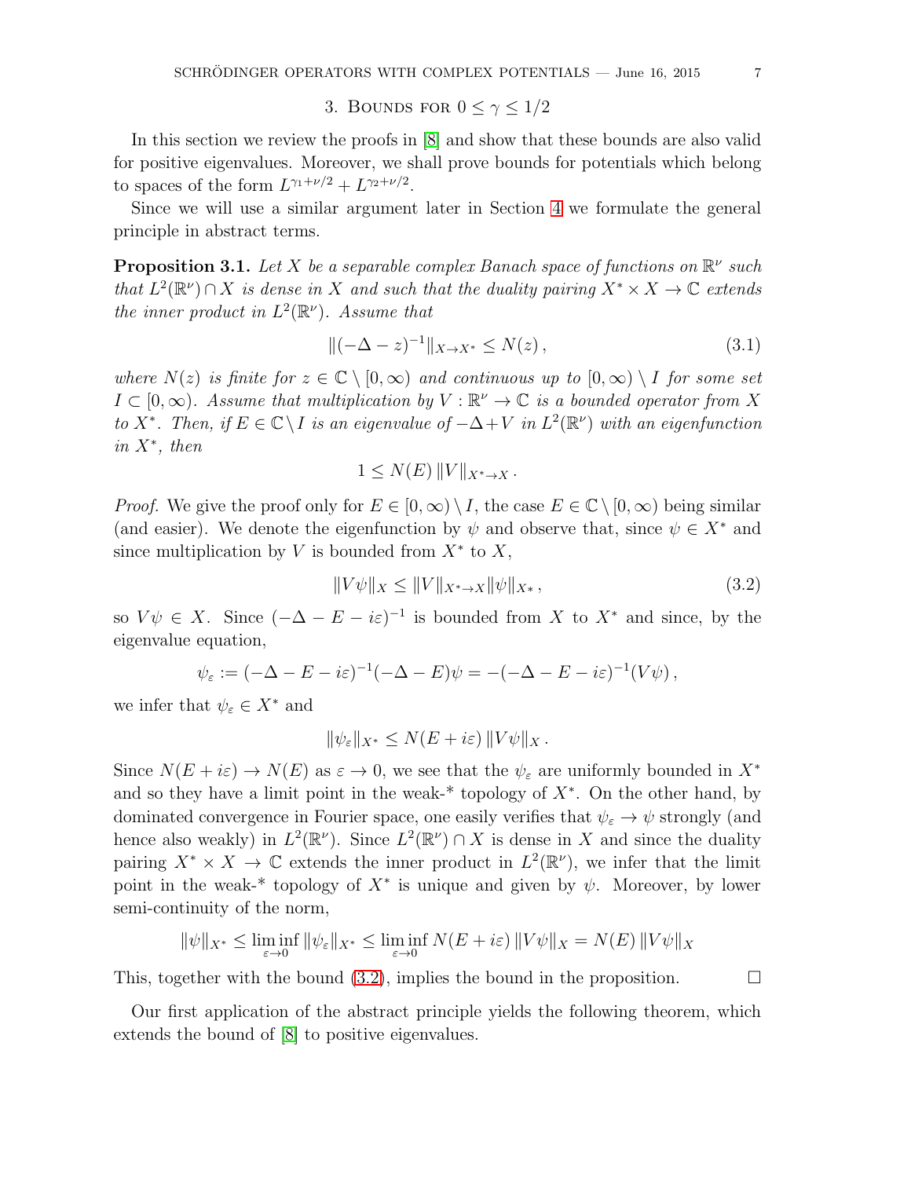## 3. Bounds for $0 \leq \gamma \leq 1/2$

In this section we review the proofs in [8] and show that these bounds are also valid for positive eigenvalues. Moreover, we shall prove bounds for potentials which belong to spaces of the form $L^{\gamma_1+\nu/2} + L^{\gamma_2+\nu/2}$.

Since we will use a similar argument later in Section 4 we formulate the general principle in abstract terms.

**Proposition 3.1.** *Let $X$ be a separable complex Banach space of functions on $\mathbb{R}^\nu$ such that $L^2(\mathbb{R}^\nu) \cap X$ is dense in $X$ and such that the duality pairing $X^* \times X \to \mathbb{C}$ extends the inner product in $L^2(\mathbb{R}^\nu)$. Assume that*

$$\|(-\Delta - z)^{-1}\|_{X \to X^*} \leq N(z)\,, \tag{3.1}$$

*where $N(z)$ is finite for $z \in \mathbb{C} \setminus [0,\infty)$ and continuous up to $[0,\infty) \setminus I$ for some set $I \subset [0,\infty)$. Assume that multiplication by $V : \mathbb{R}^\nu \to \mathbb{C}$ is a bounded operator from $X$ to $X^*$. Then, if $E \in \mathbb{C} \setminus I$ is an eigenvalue of $-\Delta + V$ in $L^2(\mathbb{R}^\nu)$ with an eigenfunction in $X^*$, then*

$$1 \leq N(E)\,\|V\|_{X^* \to X}\,.$$

*Proof.* We give the proof only for $E \in [0,\infty) \setminus I$, the case $E \in \mathbb{C} \setminus [0,\infty)$ being similar (and easier). We denote the eigenfunction by $\psi$ and observe that, since $\psi \in X^*$ and since multiplication by $V$ is bounded from $X^*$ to $X$,

$$\|V\psi\|_X \leq \|V\|_{X^* \to X}\|\psi\|_{X*}\,, \tag{3.2}$$

so $V\psi \in X$. Since $(-\Delta - E - i\varepsilon)^{-1}$ is bounded from $X$ to $X^*$ and since, by the eigenvalue equation,

$$\psi_\varepsilon := (-\Delta - E - i\varepsilon)^{-1}(-\Delta - E)\psi = -(-\Delta - E - i\varepsilon)^{-1}(V\psi)\,,$$

we infer that $\psi_\varepsilon \in X^*$ and

$$\|\psi_\varepsilon\|_{X^*} \leq N(E + i\varepsilon)\,\|V\psi\|_X\,.$$

Since $N(E + i\varepsilon) \to N(E)$ as $\varepsilon \to 0$, we see that the $\psi_\varepsilon$ are uniformly bounded in $X^*$ and so they have a limit point in the weak-* topology of $X^*$. On the other hand, by dominated convergence in Fourier space, one easily verifies that $\psi_\varepsilon \to \psi$ strongly (and hence also weakly) in $L^2(\mathbb{R}^\nu)$. Since $L^2(\mathbb{R}^\nu) \cap X$ is dense in $X$ and since the duality pairing $X^* \times X \to \mathbb{C}$ extends the inner product in $L^2(\mathbb{R}^\nu)$, we infer that the limit point in the weak-* topology of $X^*$ is unique and given by $\psi$. Moreover, by lower semi-continuity of the norm,

$$\|\psi\|_{X^*} \leq \liminf_{\varepsilon \to 0} \|\psi_\varepsilon\|_{X^*} \leq \liminf_{\varepsilon \to 0} N(E + i\varepsilon)\,\|V\psi\|_X = N(E)\,\|V\psi\|_X$$

This, together with the bound (3.2), implies the bound in the proposition. □

Our first application of the abstract principle yields the following theorem, which extends the bound of [8] to positive eigenvalues.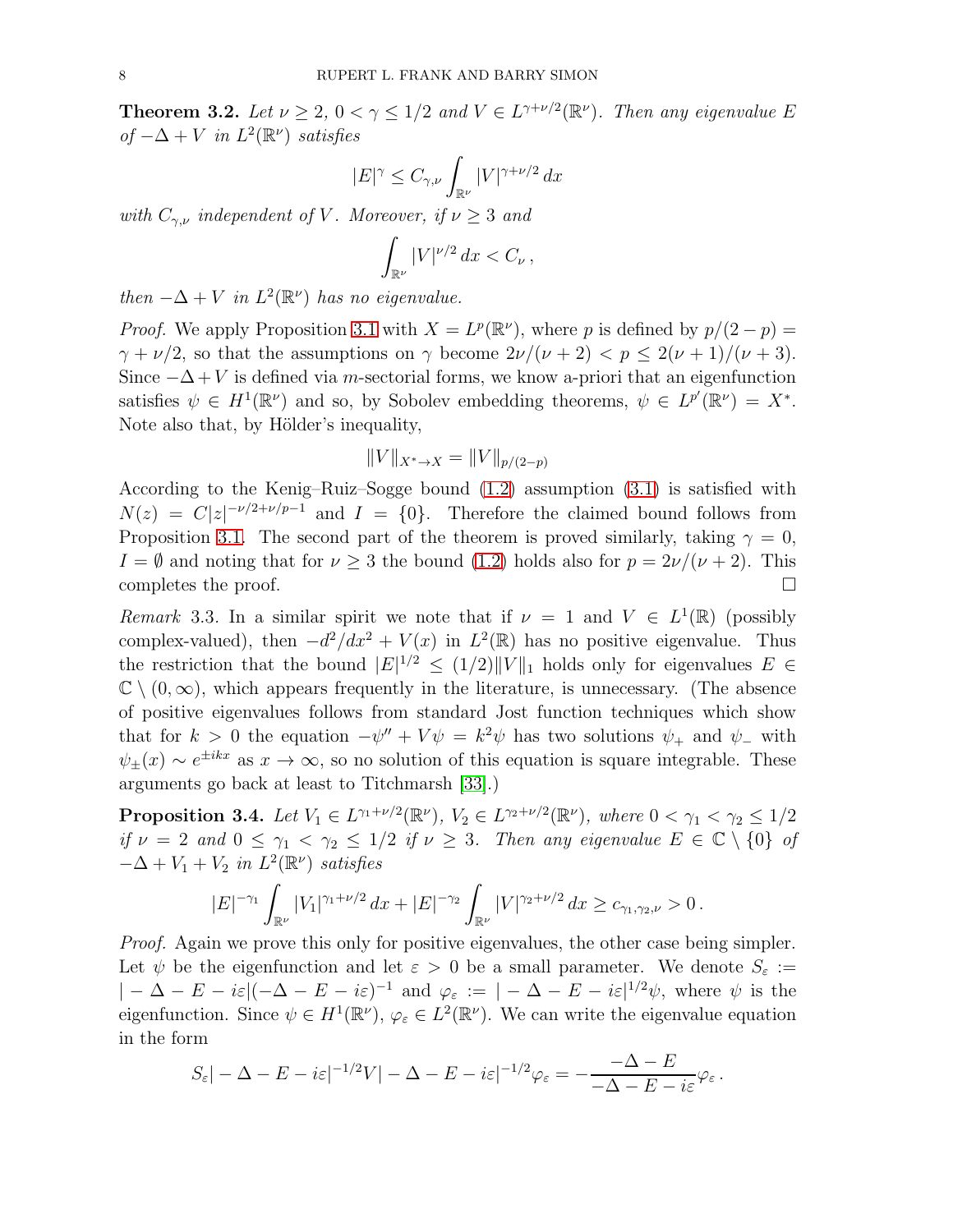**Theorem 3.2.** *Let $\nu \geq 2$, $0 < \gamma \leq 1/2$ and $V \in L^{\gamma+\nu/2}(\mathbb{R}^\nu)$. Then any eigenvalue $E$ of $-\Delta + V$ in $L^2(\mathbb{R}^\nu)$ satisfies*

$$|E|^\gamma \leq C_{\gamma,\nu} \int_{\mathbb{R}^\nu} |V|^{\gamma+\nu/2}\, dx$$

*with $C_{\gamma,\nu}$ independent of $V$. Moreover, if $\nu \geq 3$ and*

$$\int_{\mathbb{R}^\nu} |V|^{\nu/2}\, dx < C_\nu\,,$$

*then $-\Delta + V$ in $L^2(\mathbb{R}^\nu)$ has no eigenvalue.*

*Proof.* We apply Proposition 3.1 with $X = L^p(\mathbb{R}^\nu)$, where $p$ is defined by $p/(2-p) = \gamma + \nu/2$, so that the assumptions on $\gamma$ become $2\nu/(\nu+2) < p \leq 2(\nu+1)/(\nu+3)$. Since $-\Delta+V$ is defined via $m$-sectorial forms, we know a-priori that an eigenfunction satisfies $\psi \in H^1(\mathbb{R}^\nu)$ and so, by Sobolev embedding theorems, $\psi \in L^{p'}(\mathbb{R}^\nu) = X^*$. Note also that, by Hölder's inequality,

$$\|V\|_{X^* \to X} = \|V\|_{p/(2-p)}$$

According to the Kenig–Ruiz–Sogge bound (1.2) assumption (3.1) is satisfied with $N(z) = C|z|^{-\nu/2+\nu/p-1}$ and $I = \{0\}$. Therefore the claimed bound follows from Proposition 3.1. The second part of the theorem is proved similarly, taking $\gamma = 0$, $I = \emptyset$ and noting that for $\nu \geq 3$ the bound (1.2) holds also for $p = 2\nu/(\nu+2)$. This completes the proof. $\square$

*Remark* 3.3. In a similar spirit we note that if $\nu = 1$ and $V \in L^1(\mathbb{R})$ (possibly complex-valued), then $-d^2/dx^2 + V(x)$ in $L^2(\mathbb{R})$ has no positive eigenvalue. Thus the restriction that the bound $|E|^{1/2} \leq (1/2)\|V\|_1$ holds only for eigenvalues $E \in \mathbb{C} \setminus (0,\infty)$, which appears frequently in the literature, is unnecessary. (The absence of positive eigenvalues follows from standard Jost function techniques which show that for $k > 0$ the equation $-\psi'' + V\psi = k^2\psi$ has two solutions $\psi_+$ and $\psi_-$ with $\psi_\pm(x) \sim e^{\pm ikx}$ as $x \to \infty$, so no solution of this equation is square integrable. These arguments go back at least to Titchmarsh [33].)

**Proposition 3.4.** *Let $V_1 \in L^{\gamma_1+\nu/2}(\mathbb{R}^\nu)$, $V_2 \in L^{\gamma_2+\nu/2}(\mathbb{R}^\nu)$, where $0 < \gamma_1 < \gamma_2 \leq 1/2$ if $\nu = 2$ and $0 \leq \gamma_1 < \gamma_2 \leq 1/2$ if $\nu \geq 3$. Then any eigenvalue $E \in \mathbb{C}\setminus\{0\}$ of $-\Delta + V_1 + V_2$ in $L^2(\mathbb{R}^\nu)$ satisfies*

$$|E|^{-\gamma_1} \int_{\mathbb{R}^\nu} |V_1|^{\gamma_1+\nu/2}\, dx + |E|^{-\gamma_2} \int_{\mathbb{R}^\nu} |V|^{\gamma_2+\nu/2}\, dx \geq c_{\gamma_1,\gamma_2,\nu} > 0\,.$$

*Proof.* Again we prove this only for positive eigenvalues, the other case being simpler. Let $\psi$ be the eigenfunction and let $\varepsilon > 0$ be a small parameter. We denote $S_\varepsilon := |-\Delta - E - i\varepsilon|(-\Delta - E - i\varepsilon)^{-1}$ and $\varphi_\varepsilon := |-\Delta - E - i\varepsilon|^{1/2}\psi$, where $\psi$ is the eigenfunction. Since $\psi \in H^1(\mathbb{R}^\nu)$, $\varphi_\varepsilon \in L^2(\mathbb{R}^\nu)$. We can write the eigenvalue equation in the form

$$S_\varepsilon |-\Delta - E - i\varepsilon|^{-1/2} V |-\Delta - E - i\varepsilon|^{-1/2} \varphi_\varepsilon = -\frac{-\Delta - E}{-\Delta - E - i\varepsilon}\varphi_\varepsilon\,.$$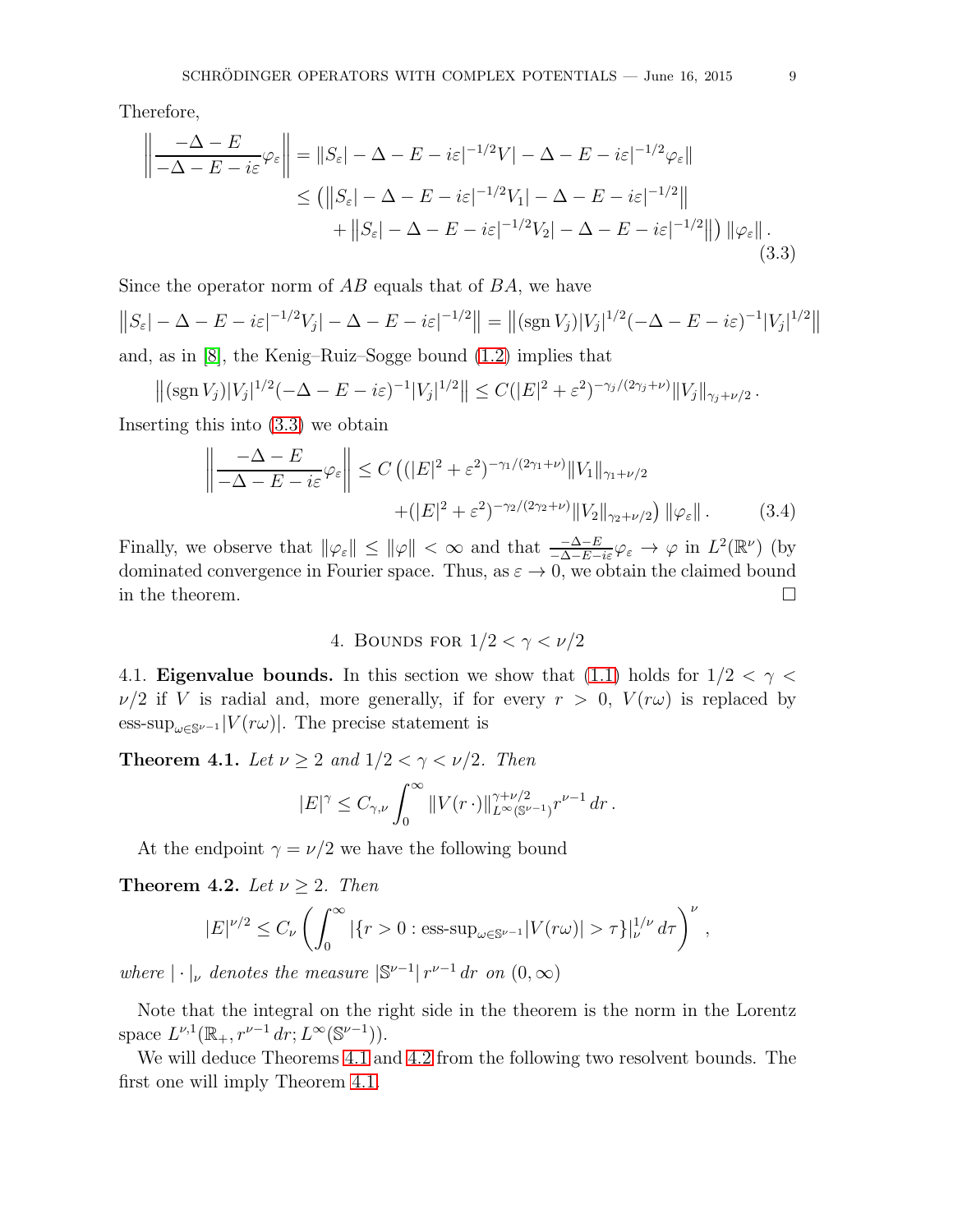Therefore,

$$
\begin{aligned}
\left\| \frac{-\Delta - E}{-\Delta - E - i\varepsilon} \varphi_\varepsilon \right\| &= \| S_\varepsilon | -\Delta - E - i\varepsilon|^{-1/2} V | -\Delta - E - i\varepsilon|^{-1/2} \varphi_\varepsilon \| \\
&\leq \big( \left\| S_\varepsilon | -\Delta - E - i\varepsilon|^{-1/2} V_1 | -\Delta - E - i\varepsilon|^{-1/2} \right\| \\
&\qquad + \left\| S_\varepsilon | -\Delta - E - i\varepsilon|^{-1/2} V_2 | -\Delta - E - i\varepsilon|^{-1/2} \right\| \big) \left\| \varphi_\varepsilon \right\| .
\end{aligned}
\tag{3.3}
$$

Since the operator norm of $AB$ equals that of $BA$, we have

$$
\left\| S_\varepsilon | -\Delta - E - i\varepsilon|^{-1/2} V_j | -\Delta - E - i\varepsilon|^{-1/2} \right\| = \left\| (\operatorname{sgn} V_j) |V_j|^{1/2} (-\Delta - E - i\varepsilon)^{-1} |V_j|^{1/2} \right\|
$$

and, as in [8], the Kenig–Ruiz–Sogge bound (1.2) implies that

$$
\left\| (\operatorname{sgn} V_j) |V_j|^{1/2} (-\Delta - E - i\varepsilon)^{-1} |V_j|^{1/2} \right\| \leq C (|E|^2 + \varepsilon^2)^{-\gamma_j/(2\gamma_j + \nu)} \|V_j\|_{\gamma_j + \nu/2} .
$$

Inserting this into (3.3) we obtain

$$
\begin{aligned}
\left\| \frac{-\Delta - E}{-\Delta - E - i\varepsilon} \varphi_\varepsilon \right\| \leq C \big( &(|E|^2 + \varepsilon^2)^{-\gamma_1/(2\gamma_1 + \nu)} \|V_1\|_{\gamma_1 + \nu/2} \\
&+ (|E|^2 + \varepsilon^2)^{-\gamma_2/(2\gamma_2 + \nu)} \|V_2\|_{\gamma_2 + \nu/2} \big) \left\| \varphi_\varepsilon \right\| .
\end{aligned}
\tag{3.4}
$$

Finally, we observe that $\|\varphi_\varepsilon\| \leq \|\varphi\| < \infty$ and that $\frac{-\Delta - E}{-\Delta - E - i\varepsilon} \varphi_\varepsilon \to \varphi$ in $L^2(\mathbb{R}^\nu)$ (by dominated convergence in Fourier space. Thus, as $\varepsilon \to 0$, we obtain the claimed bound in the theorem. $\square$

## 4. Bounds for $1/2 < \gamma < \nu/2$

**4.1. Eigenvalue bounds.** In this section we show that (1.1) holds for $1/2 < \gamma < \nu/2$ if $V$ is radial and, more generally, if for every $r > 0$, $V(r\omega)$ is replaced by $\operatorname{ess-sup}_{\omega \in \mathbb{S}^{\nu-1}} |V(r\omega)|$. The precise statement is

**Theorem 4.1.** *Let $\nu \geq 2$ and $1/2 < \gamma < \nu/2$. Then*

$$
|E|^\gamma \leq C_{\gamma,\nu} \int_0^\infty \|V(r\,\cdot)\|_{L^\infty(\mathbb{S}^{\nu-1})}^{\gamma + \nu/2} r^{\nu - 1} \, dr .
$$

At the endpoint $\gamma = \nu/2$ we have the following bound

**Theorem 4.2.** *Let $\nu \geq 2$. Then*

$$
|E|^{\nu/2} \leq C_\nu \left( \int_0^\infty |\{ r > 0 : \operatorname{ess-sup}_{\omega \in \mathbb{S}^{\nu-1}} |V(r\omega)| > \tau \}|_\nu^{1/\nu} \, d\tau \right)^\nu ,
$$

*where $|\cdot|_\nu$ denotes the measure $|\mathbb{S}^{\nu-1}| \, r^{\nu-1} \, dr$ on $(0, \infty)$*

Note that the integral on the right side in the theorem is the norm in the Lorentz space $L^{\nu,1}(\mathbb{R}_+, r^{\nu-1} \, dr; L^\infty(\mathbb{S}^{\nu-1}))$.

We will deduce Theorems 4.1 and 4.2 from the following two resolvent bounds. The first one will imply Theorem 4.1.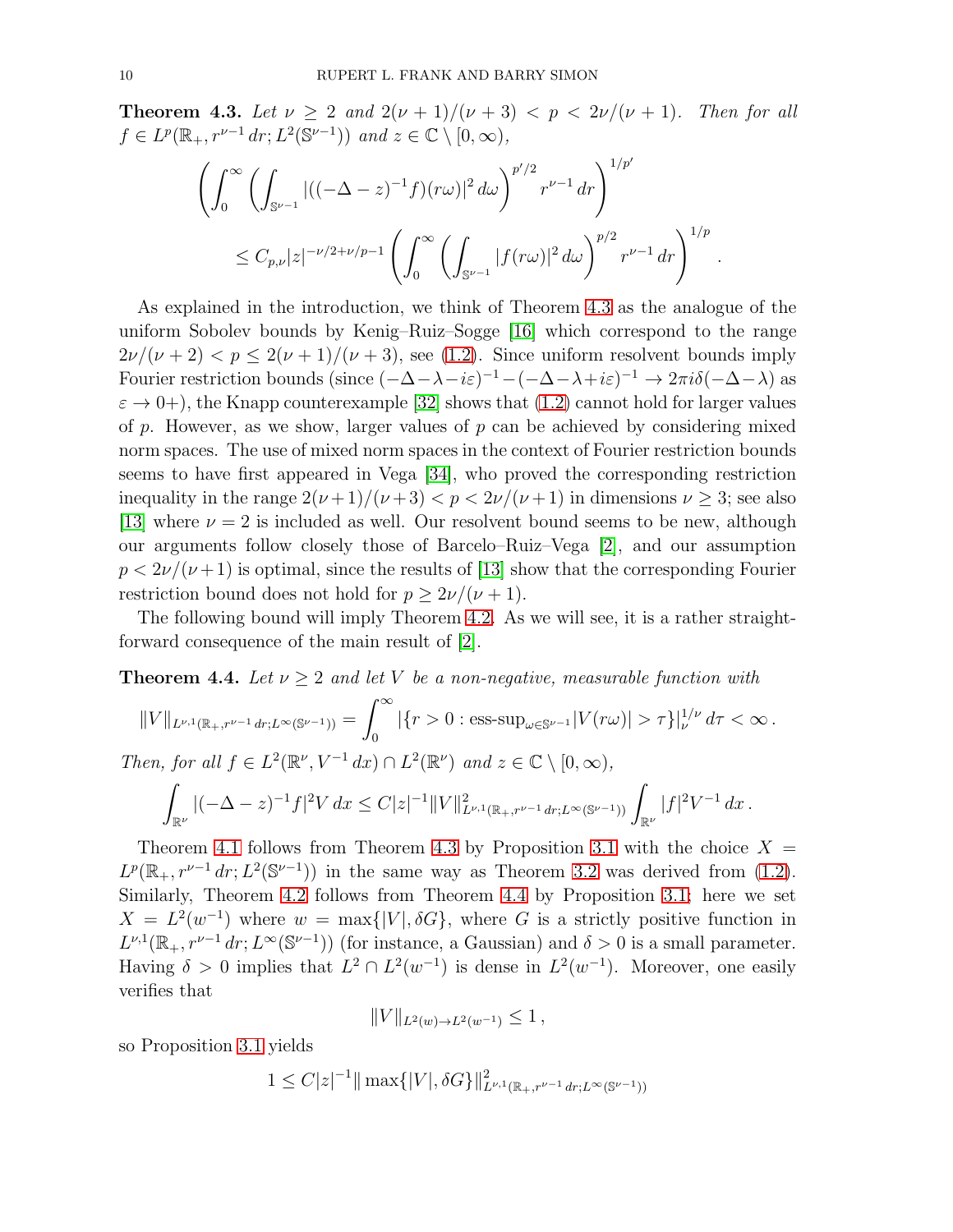**Theorem 4.3.** *Let $\nu \geq 2$ and $2(\nu+1)/(\nu+3) < p < 2\nu/(\nu+1)$. Then for all $f \in L^p(\mathbb{R}_+, r^{\nu-1}\,dr; L^2(\mathbb{S}^{\nu-1}))$ and $z \in \mathbb{C}\setminus[0,\infty)$,*

$$\left(\int_0^\infty \left(\int_{\mathbb{S}^{\nu-1}} |((-\Delta - z)^{-1} f)(r\omega)|^2\,d\omega\right)^{p'/2} r^{\nu-1}\,dr\right)^{1/p'}$$
$$\leq C_{p,\nu}|z|^{-\nu/2+\nu/p-1}\left(\int_0^\infty \left(\int_{\mathbb{S}^{\nu-1}} |f(r\omega)|^2\,d\omega\right)^{p/2} r^{\nu-1}\,dr\right)^{1/p}.$$

As explained in the introduction, we think of Theorem 4.3 as the analogue of the uniform Sobolev bounds by Kenig–Ruiz–Sogge [16] which correspond to the range $2\nu/(\nu+2) < p \leq 2(\nu+1)/(\nu+3)$, see (1.2). Since uniform resolvent bounds imply Fourier restriction bounds (since $(-\Delta-\lambda-i\varepsilon)^{-1} - (-\Delta-\lambda+i\varepsilon)^{-1} \to 2\pi i\delta(-\Delta-\lambda)$ as $\varepsilon \to 0+$), the Knapp counterexample [32] shows that (1.2) cannot hold for larger values of $p$. However, as we show, larger values of $p$ can be achieved by considering mixed norm spaces. The use of mixed norm spaces in the context of Fourier restriction bounds seems to have first appeared in Vega [34], who proved the corresponding restriction inequality in the range $2(\nu+1)/(\nu+3) < p < 2\nu/(\nu+1)$ in dimensions $\nu \geq 3$; see also [13] where $\nu = 2$ is included as well. Our resolvent bound seems to be new, although our arguments follow closely those of Barcelo–Ruiz–Vega [2], and our assumption $p < 2\nu/(\nu+1)$ is optimal, since the results of [13] show that the corresponding Fourier restriction bound does not hold for $p \geq 2\nu/(\nu+1)$.

The following bound will imply Theorem 4.2. As we will see, it is a rather straightforward consequence of the main result of [2].

**Theorem 4.4.** *Let $\nu \geq 2$ and let $V$ be a non-negative, measurable function with*

$$\|V\|_{L^{\nu,1}(\mathbb{R}_+, r^{\nu-1}\,dr; L^\infty(\mathbb{S}^{\nu-1}))} = \int_0^\infty |\{r > 0 : \text{ess-sup}_{\omega\in\mathbb{S}^{\nu-1}}|V(r\omega)| > \tau\}|_\nu^{1/\nu}\,d\tau < \infty\,.$$

*Then, for all $f \in L^2(\mathbb{R}^\nu, V^{-1}\,dx) \cap L^2(\mathbb{R}^\nu)$ and $z \in \mathbb{C}\setminus[0,\infty)$,*

$$\int_{\mathbb{R}^\nu} |(-\Delta - z)^{-1} f|^2 V\,dx \leq C|z|^{-1}\|V\|^2_{L^{\nu,1}(\mathbb{R}_+, r^{\nu-1}\,dr; L^\infty(\mathbb{S}^{\nu-1}))} \int_{\mathbb{R}^\nu} |f|^2 V^{-1}\,dx\,.$$

Theorem 4.1 follows from Theorem 4.3 by Proposition 3.1 with the choice $X = L^p(\mathbb{R}_+, r^{\nu-1}\,dr; L^2(\mathbb{S}^{\nu-1}))$ in the same way as Theorem 3.2 was derived from (1.2). Similarly, Theorem 4.2 follows from Theorem 4.4 by Proposition 3.1; here we set $X = L^2(w^{-1})$ where $w = \max\{|V|, \delta G\}$, where $G$ is a strictly positive function in $L^{\nu,1}(\mathbb{R}_+, r^{\nu-1}\,dr; L^\infty(\mathbb{S}^{\nu-1}))$ (for instance, a Gaussian) and $\delta > 0$ is a small parameter. Having $\delta > 0$ implies that $L^2 \cap L^2(w^{-1})$ is dense in $L^2(w^{-1})$. Moreover, one easily verifies that

$$\|V\|_{L^2(w)\to L^2(w^{-1})} \leq 1\,,$$

so Proposition 3.1 yields

$$1 \leq C|z|^{-1}\|\max\{|V|, \delta G\}\|^2_{L^{\nu,1}(\mathbb{R}_+, r^{\nu-1}\,dr; L^\infty(\mathbb{S}^{\nu-1}))}$$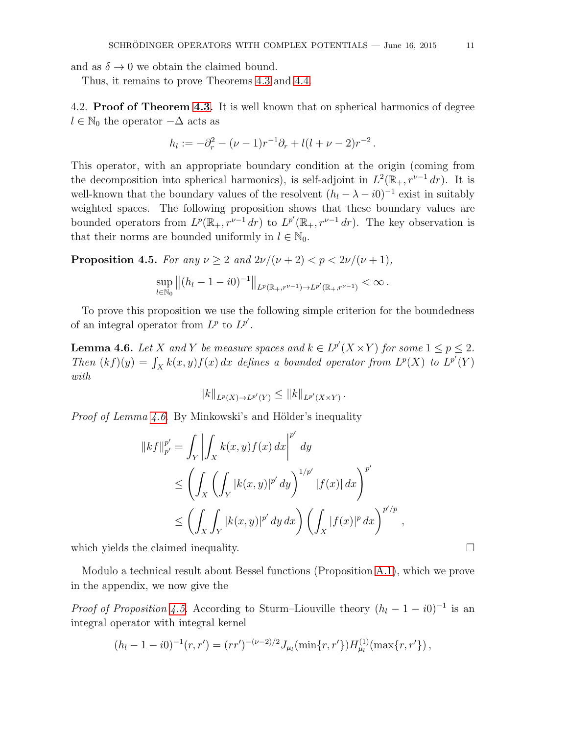and as $\delta \to 0$ we obtain the claimed bound.

Thus, it remains to prove Theorems 4.3 and 4.4.

4.2. **Proof of Theorem 4.3.** It is well known that on spherical harmonics of degree $l \in \mathbb{N}_0$ the operator $-\Delta$ acts as

$$h_l := -\partial_r^2 - (\nu - 1)r^{-1}\partial_r + l(l + \nu - 2)r^{-2}\,.$$

This operator, with an appropriate boundary condition at the origin (coming from the decomposition into spherical harmonics), is self-adjoint in $L^2(\mathbb{R}_+, r^{\nu-1}\,dr)$. It is well-known that the boundary values of the resolvent $(h_l - \lambda - i0)^{-1}$ exist in suitably weighted spaces. The following proposition shows that these boundary values are bounded operators from $L^p(\mathbb{R}_+, r^{\nu-1}\,dr)$ to $L^{p'}(\mathbb{R}_+, r^{\nu-1}\,dr)$. The key observation is that their norms are bounded uniformly in $l \in \mathbb{N}_0$.

**Proposition 4.5.** *For any $\nu \geq 2$ and $2\nu/(\nu+2) < p < 2\nu/(\nu+1)$,*

$$\sup_{l\in\mathbb{N}_0} \left\|(h_l - 1 - i0)^{-1}\right\|_{L^p(\mathbb{R}_+, r^{\nu-1}) \to L^{p'}(\mathbb{R}_+, r^{\nu-1})} < \infty\,.$$

To prove this proposition we use the following simple criterion for the boundedness of an integral operator from $L^p$ to $L^{p'}$.

**Lemma 4.6.** *Let $X$ and $Y$ be measure spaces and $k \in L^{p'}(X \times Y)$ for some $1 \leq p \leq 2$. Then $(kf)(y) = \int_X k(x,y)f(x)\,dx$ defines a bounded operator from $L^p(X)$ to $L^{p'}(Y)$ with*

$$\|k\|_{L^p(X)\to L^{p'}(Y)} \leq \|k\|_{L^{p'}(X\times Y)}\,.$$

*Proof of Lemma 4.6.* By Minkowski's and Hölder's inequality

$$\begin{aligned}
\|kf\|_{p'}^{p'} &= \int_Y \left|\int_X k(x,y)f(x)\,dx\right|^{p'} dy \\
&\leq \left(\int_X \left(\int_Y |k(x,y)|^{p'}\,dy\right)^{1/p'} |f(x)|\,dx\right)^{p'} \\
&\leq \left(\int_X \int_Y |k(x,y)|^{p'}\,dy\,dx\right)\left(\int_X |f(x)|^p\,dx\right)^{p'/p},
\end{aligned}$$

which yields the claimed inequality. $\square$

Modulo a technical result about Bessel functions (Proposition A.1), which we prove in the appendix, we now give the

*Proof of Proposition 4.5.* According to Sturm–Liouville theory $(h_l - 1 - i0)^{-1}$ is an integral operator with integral kernel

$$(h_l - 1 - i0)^{-1}(r, r') = (rr')^{-(\nu-2)/2} J_{\mu_l}(\min\{r, r'\}) H_{\mu_l}^{(1)}(\max\{r, r'\})\,,$$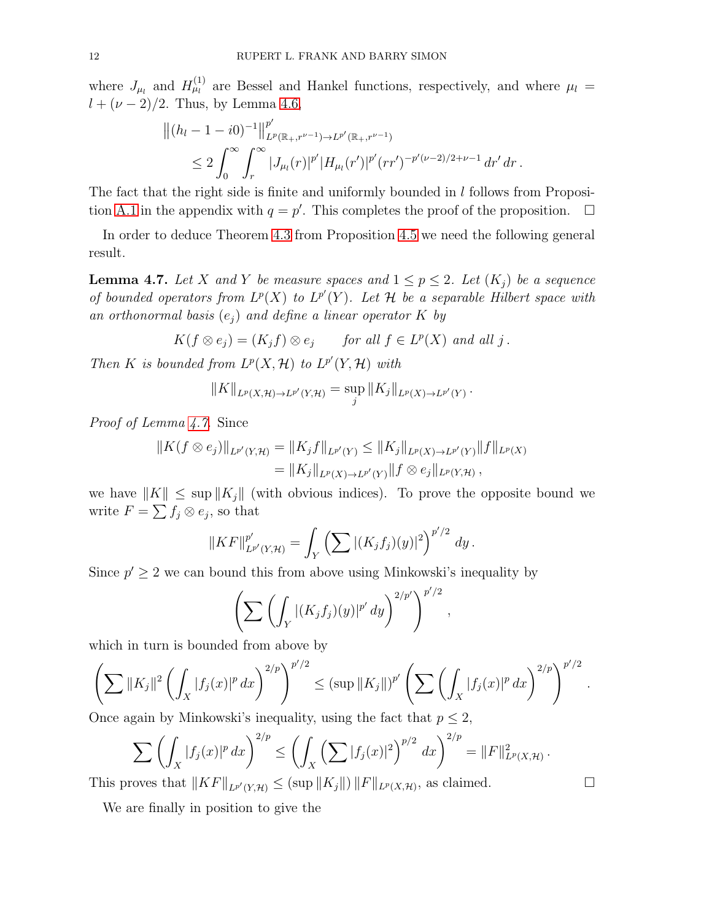where $J_{\mu_l}$ and $H^{(1)}_{\mu_l}$ are Bessel and Hankel functions, respectively, and where $\mu_l = l + (\nu-2)/2$. Thus, by Lemma 4.6,

$$
\begin{aligned}
&\left\| (h_l - 1 - i0)^{-1} \right\|^{p'}_{L^p(\mathbb{R}_+, r^{\nu-1}) \to L^{p'}(\mathbb{R}_+, r^{\nu-1})} \\
&\qquad \leq 2 \int_0^\infty \int_r^\infty |J_{\mu_l}(r)|^{p'} |H_{\mu_l}(r')|^{p'} (rr')^{-p'(\nu-2)/2 + \nu - 1} \, dr' \, dr \,.
\end{aligned}
$$

The fact that the right side is finite and uniformly bounded in $l$ follows from Proposition A.1 in the appendix with $q = p'$. This completes the proof of the proposition. $\square$

In order to deduce Theorem 4.3 from Proposition 4.5 we need the following general result.

**Lemma 4.7.** *Let $X$ and $Y$ be measure spaces and $1 \leq p \leq 2$. Let $(K_j)$ be a sequence of bounded operators from $L^p(X)$ to $L^{p'}(Y)$. Let $\mathcal{H}$ be a separable Hilbert space with an orthonormal basis $(e_j)$ and define a linear operator $K$ by*

$$
K(f \otimes e_j) = (K_j f) \otimes e_j \qquad \text{for all } f \in L^p(X) \text{ and all } j \,.
$$

*Then $K$ is bounded from $L^p(X, \mathcal{H})$ to $L^{p'}(Y, \mathcal{H})$ with*

$$
\|K\|_{L^p(X,\mathcal{H}) \to L^{p'}(Y,\mathcal{H})} = \sup_j \|K_j\|_{L^p(X) \to L^{p'}(Y)} \,.
$$

*Proof of Lemma 4.7.* Since

$$
\begin{aligned}
\|K(f \otimes e_j)\|_{L^{p'}(Y,\mathcal{H})} &= \|K_j f\|_{L^{p'}(Y)} \leq \|K_j\|_{L^p(X) \to L^{p'}(Y)} \|f\|_{L^p(X)} \\
&= \|K_j\|_{L^p(X) \to L^{p'}(Y)} \|f \otimes e_j\|_{L^p(Y,\mathcal{H})} \,,
\end{aligned}
$$

we have $\|K\| \leq \sup \|K_j\|$ (with obvious indices). To prove the opposite bound we write $F = \sum f_j \otimes e_j$, so that

$$
\|KF\|^{p'}_{L^{p'}(Y,\mathcal{H})} = \int_Y \left( \sum |(K_j f_j)(y)|^2 \right)^{p'/2} dy \,.
$$

Since $p' \geq 2$ we can bound this from above using Minkowski's inequality by

$$
\left( \sum \left( \int_Y |(K_j f_j)(y)|^{p'} \, dy \right)^{2/p'} \right)^{p'/2} ,
$$

which in turn is bounded from above by

$$
\left( \sum \|K_j\|^2 \left( \int_X |f_j(x)|^p \, dx \right)^{2/p} \right)^{p'/2} \leq (\sup \|K_j\|)^{p'} \left( \sum \left( \int_X |f_j(x)|^p \, dx \right)^{2/p} \right)^{p'/2} .
$$

Once again by Minkowski's inequality, using the fact that $p \leq 2$,

$$
\sum \left( \int_X |f_j(x)|^p \, dx \right)^{2/p} \leq \left( \int_X \left( \sum |f_j(x)|^2 \right)^{p/2} dx \right)^{2/p} = \|F\|^2_{L^p(X,\mathcal{H})} \,.
$$

This proves that $\|KF\|_{L^{p'}(Y,\mathcal{H})} \leq (\sup \|K_j\|) \, \|F\|_{L^p(X,\mathcal{H})}$, as claimed. $\square$

We are finally in position to give the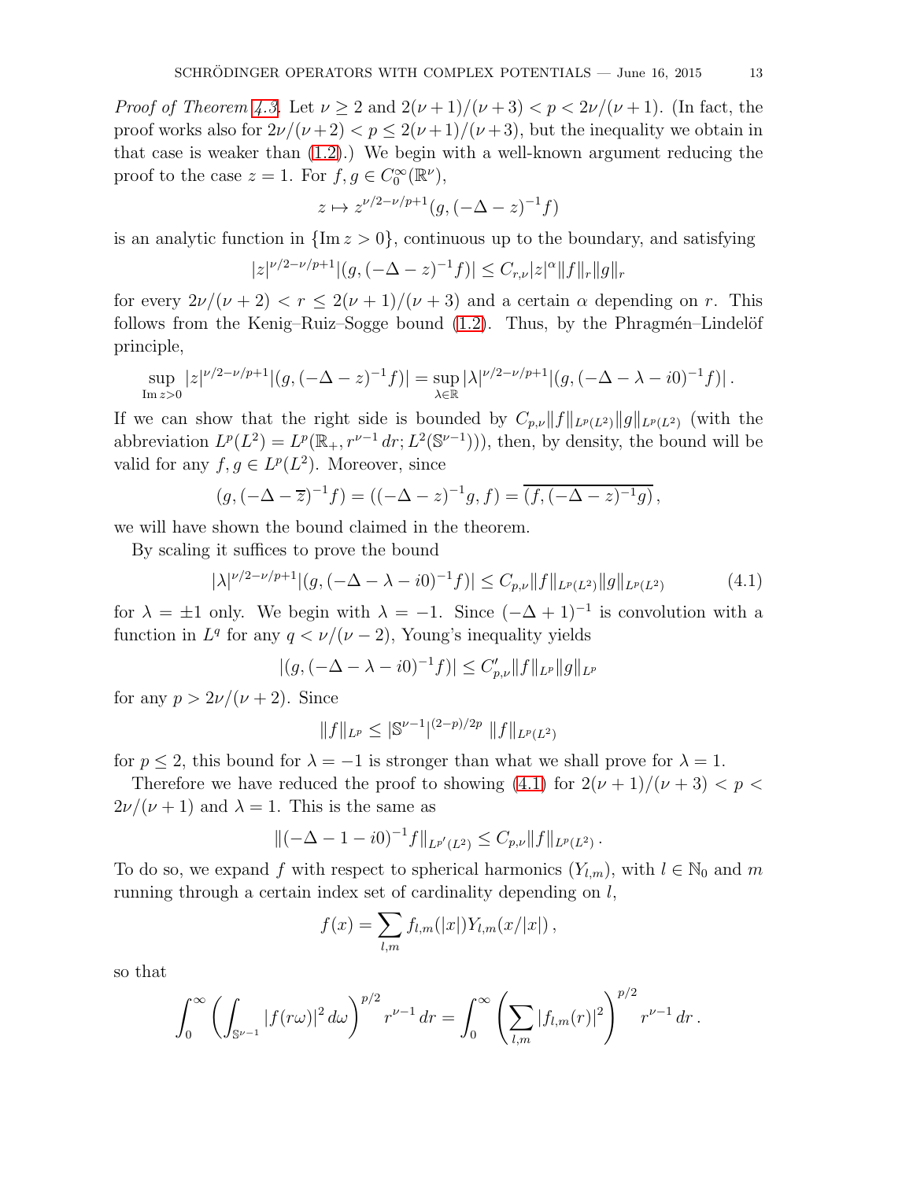*Proof of Theorem 4.3.* Let $\nu \geq 2$ and $2(\nu+1)/(\nu+3) < p < 2\nu/(\nu+1)$. (In fact, the proof works also for $2\nu/(\nu+2) < p \leq 2(\nu+1)/(\nu+3)$, but the inequality we obtain in that case is weaker than (1.2).) We begin with a well-known argument reducing the proof to the case $z = 1$. For $f, g \in C_0^\infty(\mathbb{R}^\nu)$,

$$z \mapsto z^{\nu/2-\nu/p+1}(g, (-\Delta - z)^{-1} f)$$

is an analytic function in $\{\operatorname{Im} z > 0\}$, continuous up to the boundary, and satisfying

$$|z|^{\nu/2-\nu/p+1}|(g, (-\Delta - z)^{-1} f)| \leq C_{r,\nu}|z|^\alpha \|f\|_r \|g\|_r$$

for every $2\nu/(\nu+2) < r \leq 2(\nu+1)/(\nu+3)$ and a certain $\alpha$ depending on $r$. This follows from the Kenig–Ruiz–Sogge bound (1.2). Thus, by the Phragmén–Lindelöf principle,

$$\sup_{\operatorname{Im} z > 0} |z|^{\nu/2-\nu/p+1}|(g, (-\Delta - z)^{-1} f)| = \sup_{\lambda \in \mathbb{R}} |\lambda|^{\nu/2-\nu/p+1}|(g, (-\Delta - \lambda - i0)^{-1} f)| \,.$$

If we can show that the right side is bounded by $C_{p,\nu}\|f\|_{L^p(L^2)}\|g\|_{L^p(L^2)}$ (with the abbreviation $L^p(L^2) = L^p(\mathbb{R}_+, r^{\nu-1}\,dr; L^2(\mathbb{S}^{\nu-1}))$), then, by density, the bound will be valid for any $f, g \in L^p(L^2)$. Moreover, since

$$(g, (-\Delta - \overline{z})^{-1} f) = ((-\Delta - z)^{-1} g, f) = \overline{(f, (-\Delta - z)^{-1} g)} \,,$$

we will have shown the bound claimed in the theorem.

By scaling it suffices to prove the bound

$$|\lambda|^{\nu/2-\nu/p+1}|(g, (-\Delta - \lambda - i0)^{-1} f)| \leq C_{p,\nu}\|f\|_{L^p(L^2)}\|g\|_{L^p(L^2)} \tag{4.1}$$

for $\lambda = \pm 1$ only. We begin with $\lambda = -1$. Since $(-\Delta + 1)^{-1}$ is convolution with a function in $L^q$ for any $q < \nu/(\nu-2)$, Young's inequality yields

$$|(g, (-\Delta - \lambda - i0)^{-1} f)| \leq C'_{p,\nu}\|f\|_{L^p}\|g\|_{L^p}$$

for any $p > 2\nu/(\nu+2)$. Since

$$\|f\|_{L^p} \leq |\mathbb{S}^{\nu-1}|^{(2-p)/2p}\, \|f\|_{L^p(L^2)}$$

for $p \leq 2$, this bound for $\lambda = -1$ is stronger than what we shall prove for $\lambda = 1$.

Therefore we have reduced the proof to showing (4.1) for $2(\nu+1)/(\nu+3) < p < 2\nu/(\nu+1)$ and $\lambda = 1$. This is the same as

$$\|(-\Delta - 1 - i0)^{-1} f\|_{L^{p'}(L^2)} \leq C_{p,\nu}\|f\|_{L^p(L^2)} \,.$$

To do so, we expand $f$ with respect to spherical harmonics $(Y_{l,m})$, with $l \in \mathbb{N}_0$ and $m$ running through a certain index set of cardinality depending on $l$,

$$f(x) = \sum_{l,m} f_{l,m}(|x|) Y_{l,m}(x/|x|) \,,$$

so that

$$\int_0^\infty \left( \int_{\mathbb{S}^{\nu-1}} |f(r\omega)|^2\, d\omega \right)^{p/2} r^{\nu-1}\, dr = \int_0^\infty \left( \sum_{l,m} |f_{l,m}(r)|^2 \right)^{p/2} r^{\nu-1}\, dr \,.$$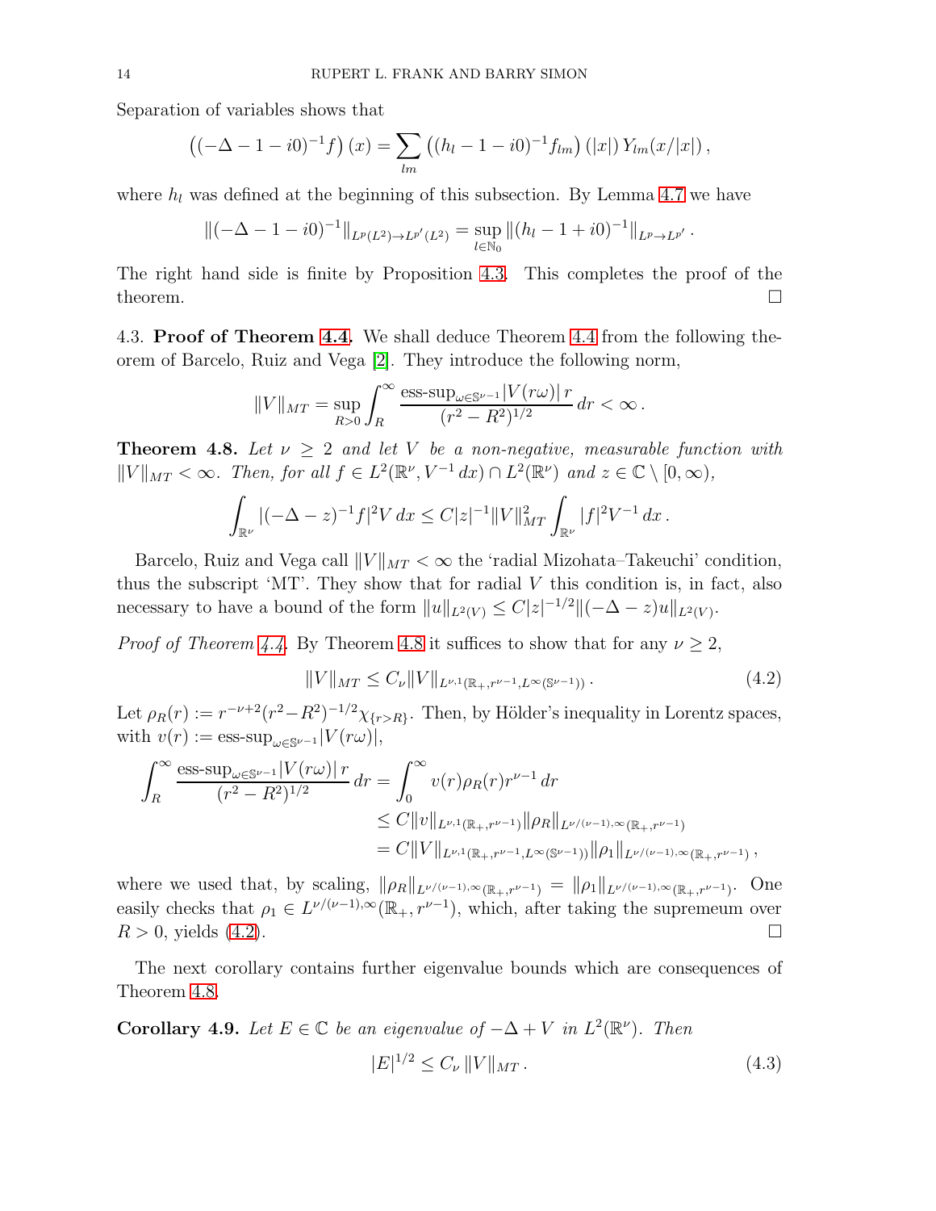Separation of variables shows that

$$\left((-\Delta-1-i0)^{-1}f\right)(x)=\sum_{lm}\left((h_l-1-i0)^{-1}f_{lm}\right)(|x|)\,Y_{lm}(x/|x|)\,,$$

where $h_l$ was defined at the beginning of this subsection. By Lemma 4.7 we have

$$\|(-\Delta-1-i0)^{-1}\|_{L^p(L^2)\to L^{p'}(L^2)}=\sup_{l\in\mathbb{N}_0}\|(h_l-1+i0)^{-1}\|_{L^p\to L^{p'}}\,.$$

The right hand side is finite by Proposition 4.3. This completes the proof of the theorem. □

4.3. **Proof of Theorem 4.4.** We shall deduce Theorem 4.4 from the following theorem of Barcelo, Ruiz and Vega [2]. They introduce the following norm,

$$\|V\|_{MT}=\sup_{R>0}\int_R^\infty\frac{\text{ess-sup}_{\omega\in\mathbb{S}^{\nu-1}}|V(r\omega)|\,r}{(r^2-R^2)^{1/2}}\,dr<\infty\,.$$

**Theorem 4.8.** *Let $\nu\geq 2$ and let $V$ be a non-negative, measurable function with $\|V\|_{MT}<\infty$. Then, for all $f\in L^2(\mathbb{R}^\nu,V^{-1}\,dx)\cap L^2(\mathbb{R}^\nu)$ and $z\in\mathbb{C}\setminus[0,\infty)$,*

$$\int_{\mathbb{R}^\nu}|(-\Delta-z)^{-1}f|^2V\,dx\leq C|z|^{-1}\|V\|_{MT}^2\int_{\mathbb{R}^\nu}|f|^2V^{-1}\,dx\,.$$

Barcelo, Ruiz and Vega call $\|V\|_{MT}<\infty$ the 'radial Mizohata–Takeuchi' condition, thus the subscript 'MT'. They show that for radial $V$ this condition is, in fact, also necessary to have a bound of the form $\|u\|_{L^2(V)}\leq C|z|^{-1/2}\|(-\Delta-z)u\|_{L^2(V)}$.

*Proof of Theorem 4.4.* By Theorem 4.8 it suffices to show that for any $\nu\geq 2$,

$$\|V\|_{MT}\leq C_\nu\|V\|_{L^{\nu,1}(\mathbb{R}_+,r^{\nu-1},L^\infty(\mathbb{S}^{\nu-1}))}\,. \tag{4.2}$$

Let $\rho_R(r):=r^{-\nu+2}(r^2-R^2)^{-1/2}\chi_{\{r>R\}}$. Then, by Hölder's inequality in Lorentz spaces, with $v(r):=\text{ess-sup}_{\omega\in\mathbb{S}^{\nu-1}}|V(r\omega)|$,

$$\begin{aligned}\int_R^\infty\frac{\text{ess-sup}_{\omega\in\mathbb{S}^{\nu-1}}|V(r\omega)|\,r}{(r^2-R^2)^{1/2}}\,dr&=\int_0^\infty v(r)\rho_R(r)r^{\nu-1}\,dr\\&\leq C\|v\|_{L^{\nu,1}(\mathbb{R}_+,r^{\nu-1})}\|\rho_R\|_{L^{\nu/(\nu-1),\infty}(\mathbb{R}_+,r^{\nu-1})}\\&=C\|V\|_{L^{\nu,1}(\mathbb{R}_+,r^{\nu-1},L^\infty(\mathbb{S}^{\nu-1}))}\|\rho_1\|_{L^{\nu/(\nu-1),\infty}(\mathbb{R}_+,r^{\nu-1})}\,,\end{aligned}$$

where we used that, by scaling, $\|\rho_R\|_{L^{\nu/(\nu-1),\infty}(\mathbb{R}_+,r^{\nu-1})}=\|\rho_1\|_{L^{\nu/(\nu-1),\infty}(\mathbb{R}_+,r^{\nu-1})}$. One easily checks that $\rho_1\in L^{\nu/(\nu-1),\infty}(\mathbb{R}_+,r^{\nu-1})$, which, after taking the supremeum over $R>0$, yields (4.2). □

The next corollary contains further eigenvalue bounds which are consequences of Theorem 4.8.

**Corollary 4.9.** *Let $E\in\mathbb{C}$ be an eigenvalue of $-\Delta+V$ in $L^2(\mathbb{R}^\nu)$. Then*

$$|E|^{1/2}\leq C_\nu\,\|V\|_{MT}\,. \tag{4.3}$$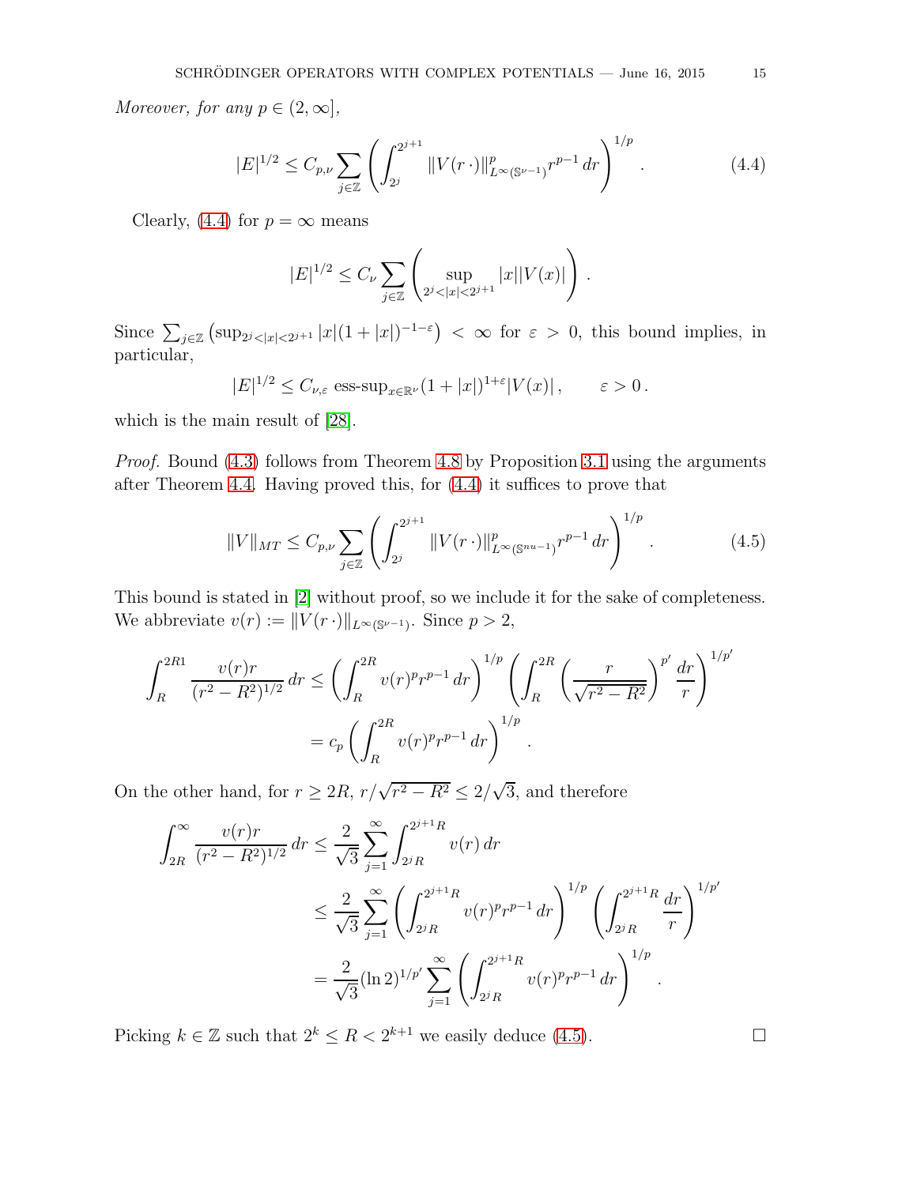*Moreover, for any $p \in (2, \infty]$,*

$$|E|^{1/2} \leq C_{p,\nu} \sum_{j \in \mathbb{Z}} \left( \int_{2^j}^{2^{j+1}} \|V(r\,\cdot)\|_{L^\infty(\mathbb{S}^{\nu-1})}^p r^{p-1}\, dr \right)^{1/p}. \tag{4.4}$$

Clearly, (4.4) for $p = \infty$ means

$$|E|^{1/2} \leq C_\nu \sum_{j \in \mathbb{Z}} \left( \sup_{2^j < |x| < 2^{j+1}} |x||V(x)| \right).$$

Since $\sum_{j \in \mathbb{Z}} \left( \sup_{2^j < |x| < 2^{j+1}} |x|(1+|x|)^{-1-\varepsilon} \right) < \infty$ for $\varepsilon > 0$, this bound implies, in particular,

$$|E|^{1/2} \leq C_{\nu,\varepsilon} \text{ ess-sup}_{x \in \mathbb{R}^\nu} (1+|x|)^{1+\varepsilon}|V(x)|, \qquad \varepsilon > 0.$$

which is the main result of [28].

*Proof.* Bound (4.3) follows from Theorem 4.8 by Proposition 3.1 using the arguments after Theorem 4.4. Having proved this, for (4.4) it suffices to prove that

$$\|V\|_{MT} \leq C_{p,\nu} \sum_{j \in \mathbb{Z}} \left( \int_{2^j}^{2^{j+1}} \|V(r\,\cdot)\|_{L^\infty(\mathbb{S}^{nu-1})}^p r^{p-1}\, dr \right)^{1/p}. \tag{4.5}$$

This bound is stated in [2] without proof, so we include it for the sake of completeness. We abbreviate $v(r) := \|V(r\,\cdot)\|_{L^\infty(\mathbb{S}^{\nu-1})}$. Since $p > 2$,

$$\begin{aligned}
\int_R^{2R1} \frac{v(r)r}{(r^2 - R^2)^{1/2}}\, dr &\leq \left( \int_R^{2R} v(r)^p r^{p-1}\, dr \right)^{1/p} \left( \int_R^{2R} \left( \frac{r}{\sqrt{r^2 - R^2}} \right)^{p'} \frac{dr}{r} \right)^{1/p'} \\
&= c_p \left( \int_R^{2R} v(r)^p r^{p-1}\, dr \right)^{1/p}.
\end{aligned}$$

On the other hand, for $r \geq 2R$, $r/\sqrt{r^2 - R^2} \leq 2/\sqrt{3}$, and therefore

$$\begin{aligned}
\int_{2R}^\infty \frac{v(r)r}{(r^2 - R^2)^{1/2}}\, dr &\leq \frac{2}{\sqrt{3}} \sum_{j=1}^\infty \int_{2^j R}^{2^{j+1}R} v(r)\, dr \\
&\leq \frac{2}{\sqrt{3}} \sum_{j=1}^\infty \left( \int_{2^j R}^{2^{j+1}R} v(r)^p r^{p-1}\, dr \right)^{1/p} \left( \int_{2^j R}^{2^{j+1}R} \frac{dr}{r} \right)^{1/p'} \\
&= \frac{2}{\sqrt{3}} (\ln 2)^{1/p'} \sum_{j=1}^\infty \left( \int_{2^j R}^{2^{j+1}R} v(r)^p r^{p-1}\, dr \right)^{1/p}.
\end{aligned}$$

Picking $k \in \mathbb{Z}$ such that $2^k \leq R < 2^{k+1}$ we easily deduce (4.5). $\square$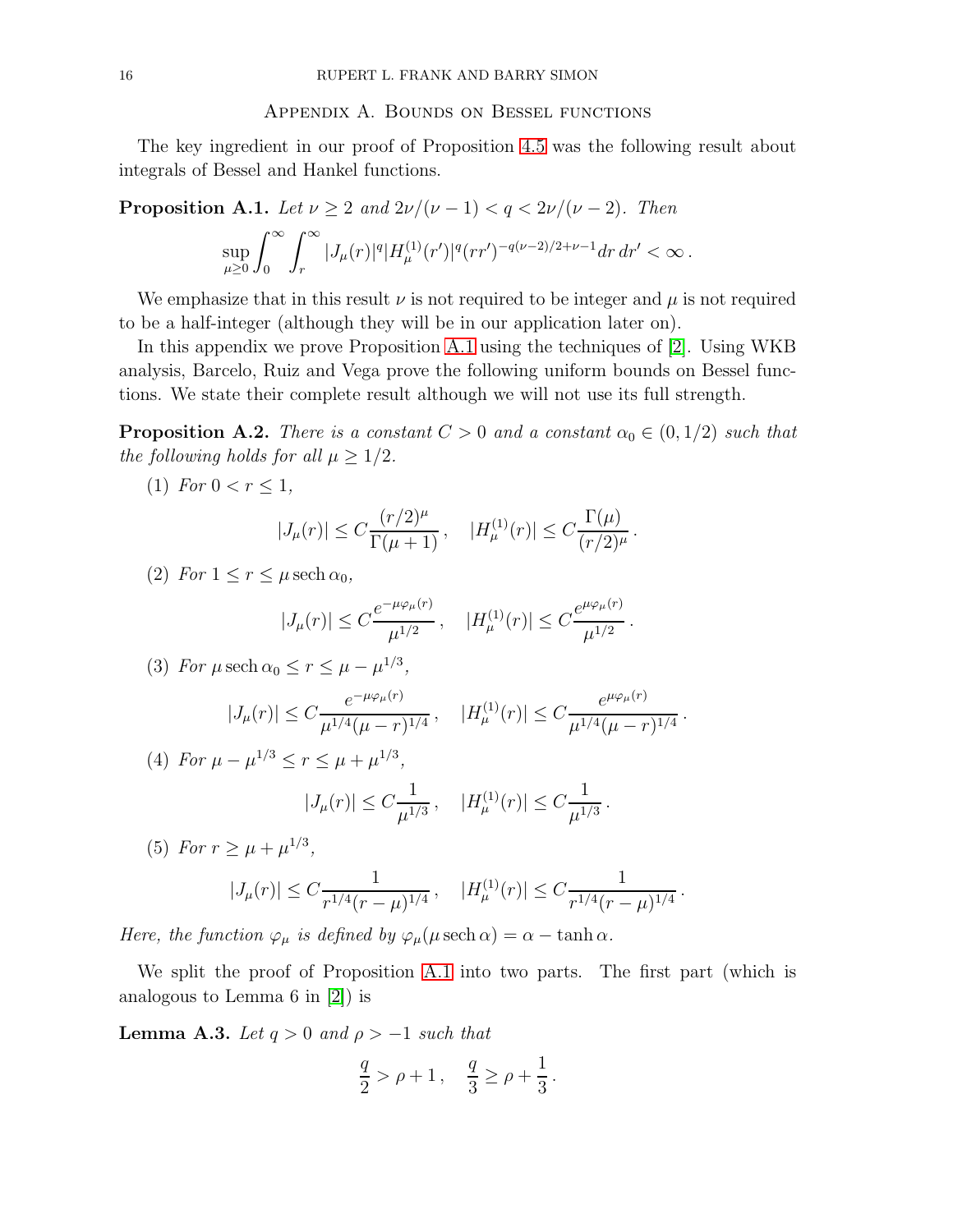## Appendix A. Bounds on Bessel functions

The key ingredient in our proof of Proposition 4.5 was the following result about integrals of Bessel and Hankel functions.

**Proposition A.1.** *Let $\nu \geq 2$ and $2\nu/(\nu-1) < q < 2\nu/(\nu-2)$. Then*

$$\sup_{\mu \geq 0} \int_0^\infty \int_r^\infty |J_\mu(r)|^q |H_\mu^{(1)}(r')|^q (rr')^{-q(\nu-2)/2+\nu-1} dr\, dr' < \infty\,.$$

We emphasize that in this result $\nu$ is not required to be integer and $\mu$ is not required to be a half-integer (although they will be in our application later on).

In this appendix we prove Proposition A.1 using the techniques of [2]. Using WKB analysis, Barcelo, Ruiz and Vega prove the following uniform bounds on Bessel functions. We state their complete result although we will not use its full strength.

**Proposition A.2.** *There is a constant $C > 0$ and a constant $\alpha_0 \in (0, 1/2)$ such that the following holds for all $\mu \geq 1/2$.*

1. *For $0 < r \leq 1$,*
$$|J_\mu(r)| \leq C \frac{(r/2)^\mu}{\Gamma(\mu+1)}\,, \quad |H_\mu^{(1)}(r)| \leq C \frac{\Gamma(\mu)}{(r/2)^\mu}\,.$$
2. *For $1 \leq r \leq \mu \operatorname{sech} \alpha_0$,*
$$|J_\mu(r)| \leq C \frac{e^{-\mu\varphi_\mu(r)}}{\mu^{1/2}}\,, \quad |H_\mu^{(1)}(r)| \leq C \frac{e^{\mu\varphi_\mu(r)}}{\mu^{1/2}}\,.$$
3. *For $\mu \operatorname{sech} \alpha_0 \leq r \leq \mu - \mu^{1/3}$,*
$$|J_\mu(r)| \leq C \frac{e^{-\mu\varphi_\mu(r)}}{\mu^{1/4}(\mu - r)^{1/4}}\,, \quad |H_\mu^{(1)}(r)| \leq C \frac{e^{\mu\varphi_\mu(r)}}{\mu^{1/4}(\mu - r)^{1/4}}\,.$$
4. *For $\mu - \mu^{1/3} \leq r \leq \mu + \mu^{1/3}$,*
$$|J_\mu(r)| \leq C \frac{1}{\mu^{1/3}}\,, \quad |H_\mu^{(1)}(r)| \leq C \frac{1}{\mu^{1/3}}\,.$$
5. *For $r \geq \mu + \mu^{1/3}$,*
$$|J_\mu(r)| \leq C \frac{1}{r^{1/4}(r-\mu)^{1/4}}\,, \quad |H_\mu^{(1)}(r)| \leq C \frac{1}{r^{1/4}(r-\mu)^{1/4}}\,.$$

*Here, the function $\varphi_\mu$ is defined by $\varphi_\mu(\mu \operatorname{sech} \alpha) = \alpha - \tanh \alpha$.*

We split the proof of Proposition A.1 into two parts. The first part (which is analogous to Lemma 6 in [2]) is

**Lemma A.3.** *Let $q > 0$ and $\rho > -1$ such that*

$$\frac{q}{2} > \rho + 1\,, \quad \frac{q}{3} \geq \rho + \frac{1}{3}\,.$$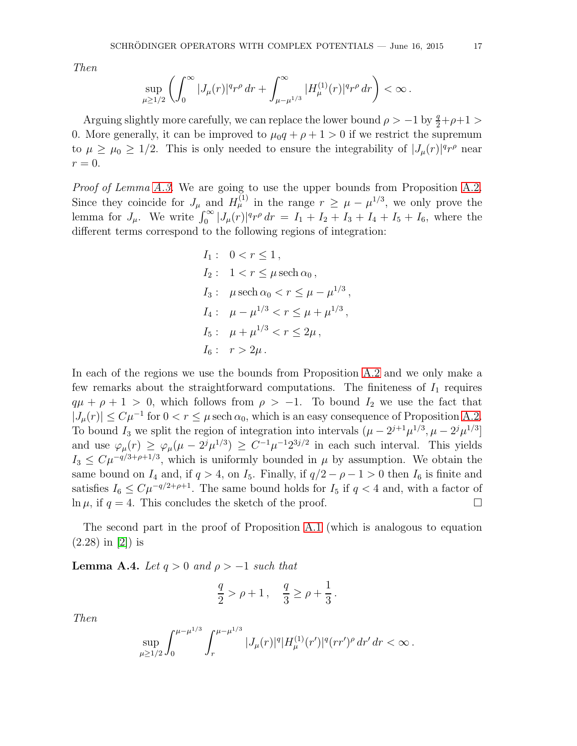*Then*

$$\sup_{\mu \geq 1/2} \left( \int_0^\infty |J_\mu(r)|^q r^\rho \, dr + \int_{\mu - \mu^{1/3}}^\infty |H_\mu^{(1)}(r)|^q r^\rho \, dr \right) < \infty \, .$$

Arguing slightly more carefully, we can replace the lower bound $\rho > -1$ by $\frac{q}{2} + \rho + 1 > 0$. More generally, it can be improved to $\mu_0 q + \rho + 1 > 0$ if we restrict the supremum to $\mu \geq \mu_0 \geq 1/2$. This is only needed to ensure the integrability of $|J_\mu(r)|^q r^\rho$ near $r = 0$.

*Proof of Lemma A.3.* We are going to use the upper bounds from Proposition A.2. Since they coincide for $J_\mu$ and $H_\mu^{(1)}$ in the range $r \geq \mu - \mu^{1/3}$, we only prove the lemma for $J_\mu$. We write $\int_0^\infty |J_\mu(r)|^q r^\rho \, dr = I_1 + I_2 + I_3 + I_4 + I_5 + I_6$, where the different terms correspond to the following regions of integration:

$$\begin{aligned}
I_1 :& \quad 0 < r \leq 1 \, , \\
I_2 :& \quad 1 < r \leq \mu \operatorname{sech} \alpha_0 \, , \\
I_3 :& \quad \mu \operatorname{sech} \alpha_0 < r \leq \mu - \mu^{1/3} \, , \\
I_4 :& \quad \mu - \mu^{1/3} < r \leq \mu + \mu^{1/3} \, , \\
I_5 :& \quad \mu + \mu^{1/3} < r \leq 2\mu \, , \\
I_6 :& \quad r > 2\mu \, .
\end{aligned}$$

In each of the regions we use the bounds from Proposition A.2 and we only make a few remarks about the straightforward computations. The finiteness of $I_1$ requires $q\mu + \rho + 1 > 0$, which follows from $\rho > -1$. To bound $I_2$ we use the fact that $|J_\mu(r)| \leq C\mu^{-1}$ for $0 < r \leq \mu \operatorname{sech} \alpha_0$, which is an easy consequence of Proposition A.2. To bound $I_3$ we split the region of integration into intervals $(\mu - 2^{j+1}\mu^{1/3}, \mu - 2^j \mu^{1/3}]$ and use $\varphi_\mu(r) \geq \varphi_\mu(\mu - 2^j \mu^{1/3}) \geq C^{-1} \mu^{-1} 2^{3j/2}$ in each such interval. This yields $I_3 \leq C\mu^{-q/3 + \rho + 1/3}$, which is uniformly bounded in $\mu$ by assumption. We obtain the same bound on $I_4$ and, if $q > 4$, on $I_5$. Finally, if $q/2 - \rho - 1 > 0$ then $I_6$ is finite and satisfies $I_6 \leq C\mu^{-q/2 + \rho + 1}$. The same bound holds for $I_5$ if $q < 4$ and, with a factor of $\ln \mu$, if $q = 4$. This concludes the sketch of the proof. $\square$

The second part in the proof of Proposition A.1 (which is analogous to equation (2.28) in [2]) is

**Lemma A.4.** *Let $q > 0$ and $\rho > -1$ such that*

$$\frac{q}{2} > \rho + 1 \, , \quad \frac{q}{3} \geq \rho + \frac{1}{3} \, .$$

*Then*

$$\sup_{\mu \geq 1/2} \int_0^{\mu - \mu^{1/3}} \int_r^{\mu - \mu^{1/3}} |J_\mu(r)|^q |H_\mu^{(1)}(r')|^q (rr')^\rho \, dr' \, dr < \infty \, .$$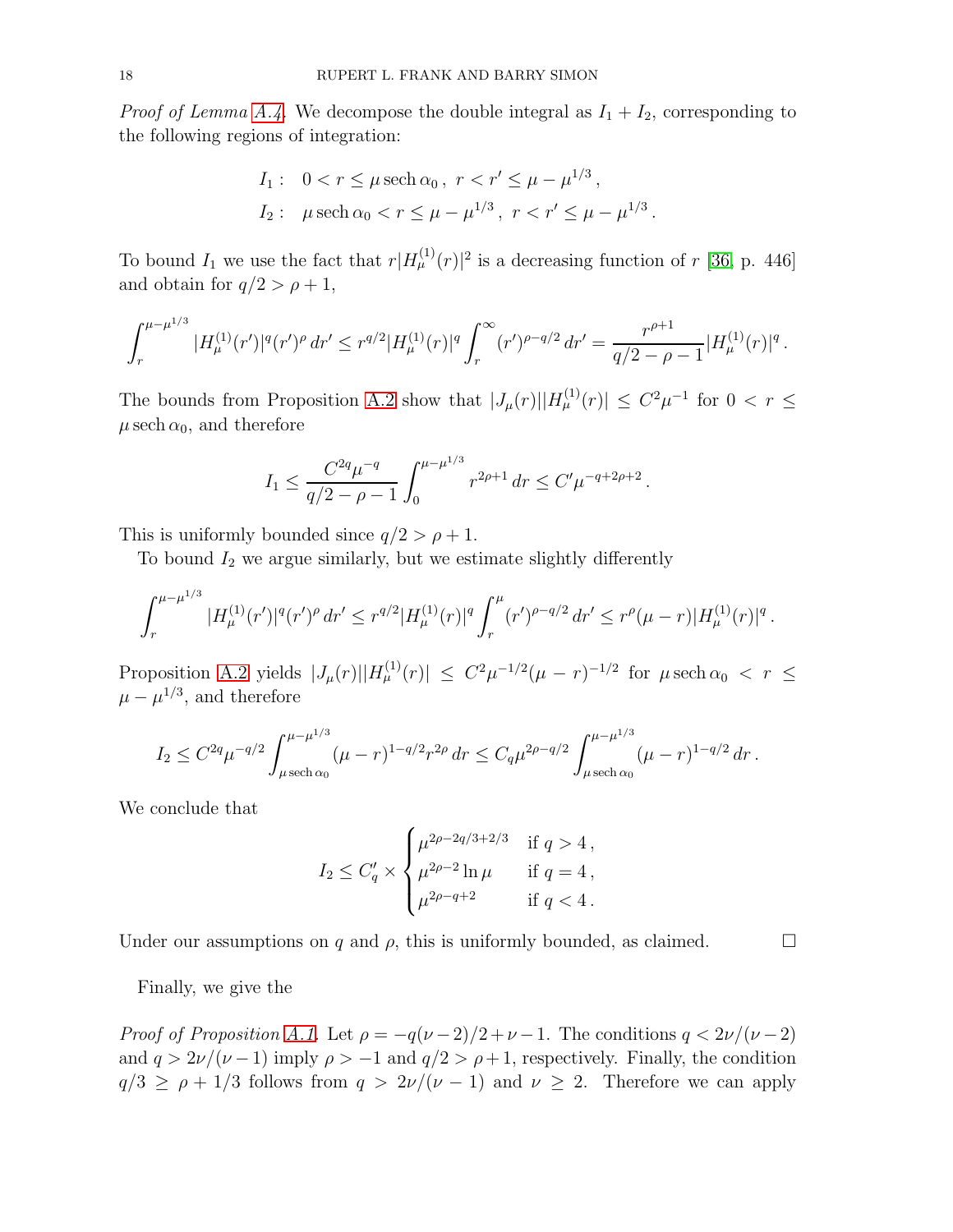*Proof of Lemma A.4.* We decompose the double integral as $I_1 + I_2$, corresponding to the following regions of integration:

$$
\begin{aligned}
I_1 &: \quad 0 < r \le \mu \operatorname{sech} \alpha_0 \,, \; r < r' \le \mu - \mu^{1/3} \,, \\
I_2 &: \quad \mu \operatorname{sech} \alpha_0 < r \le \mu - \mu^{1/3} \,, \; r < r' \le \mu - \mu^{1/3} \,.
\end{aligned}
$$

To bound $I_1$ we use the fact that $r|H_\mu^{(1)}(r)|^2$ is a decreasing function of $r$ [36, p. 446] and obtain for $q/2 > \rho + 1$,

$$
\int_r^{\mu - \mu^{1/3}} |H_\mu^{(1)}(r')|^q (r')^\rho \, dr' \le r^{q/2} |H_\mu^{(1)}(r)|^q \int_r^\infty (r')^{\rho - q/2} \, dr' = \frac{r^{\rho+1}}{q/2 - \rho - 1} |H_\mu^{(1)}(r)|^q \,.
$$

The bounds from Proposition A.2 show that $|J_\mu(r)||H_\mu^{(1)}(r)| \le C^2 \mu^{-1}$ for $0 < r \le \mu \operatorname{sech} \alpha_0$, and therefore

$$
I_1 \le \frac{C^{2q} \mu^{-q}}{q/2 - \rho - 1} \int_0^{\mu - \mu^{1/3}} r^{2\rho + 1} \, dr \le C' \mu^{-q + 2\rho + 2} \,.
$$

This is uniformly bounded since $q/2 > \rho + 1$.

To bound $I_2$ we argue similarly, but we estimate slightly differently

$$
\int_r^{\mu - \mu^{1/3}} |H_\mu^{(1)}(r')|^q (r')^\rho \, dr' \le r^{q/2} |H_\mu^{(1)}(r)|^q \int_r^\mu (r')^{\rho - q/2} \, dr' \le r^\rho (\mu - r) |H_\mu^{(1)}(r)|^q \,.
$$

Proposition A.2 yields $|J_\mu(r)||H_\mu^{(1)}(r)| \le C^2 \mu^{-1/2} (\mu - r)^{-1/2}$ for $\mu \operatorname{sech} \alpha_0 < r \le \mu - \mu^{1/3}$, and therefore

$$
I_2 \le C^{2q} \mu^{-q/2} \int_{\mu \operatorname{sech} \alpha_0}^{\mu - \mu^{1/3}} (\mu - r)^{1 - q/2} r^{2\rho} \, dr \le C_q \mu^{2\rho - q/2} \int_{\mu \operatorname{sech} \alpha_0}^{\mu - \mu^{1/3}} (\mu - r)^{1 - q/2} \, dr \,.
$$

We conclude that

$$
I_2 \le C_q' \times \begin{cases} \mu^{2\rho - 2q/3 + 2/3} & \text{if } q > 4 \,, \\ \mu^{2\rho - 2} \ln \mu & \text{if } q = 4 \,, \\ \mu^{2\rho - q + 2} & \text{if } q < 4 \,. \end{cases}
$$

Under our assumptions on $q$ and $\rho$, this is uniformly bounded, as claimed. $\square$

Finally, we give the

*Proof of Proposition A.1.* Let $\rho = -q(\nu - 2)/2 + \nu - 1$. The conditions $q < 2\nu/(\nu - 2)$ and $q > 2\nu/(\nu - 1)$ imply $\rho > -1$ and $q/2 > \rho + 1$, respectively. Finally, the condition $q/3 \ge \rho + 1/3$ follows from $q > 2\nu/(\nu - 1)$ and $\nu \ge 2$. Therefore we can apply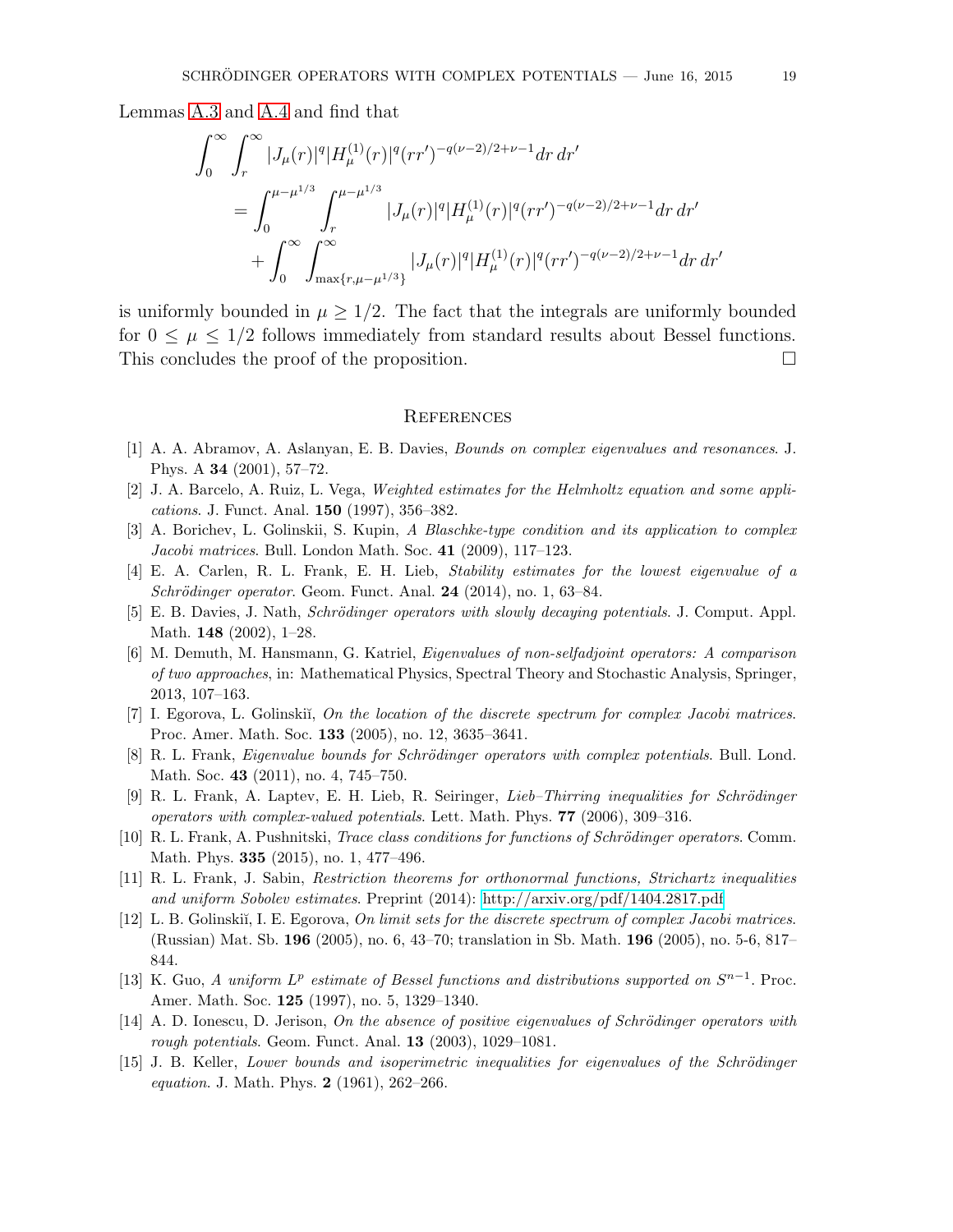Lemmas A.3 and A.4 and find that

$$
\begin{aligned}
\int_0^\infty \int_r^\infty & |J_\mu(r)|^q |H_\mu^{(1)}(r)|^q (rr')^{-q(\nu-2)/2+\nu-1} dr\, dr' \\
&= \int_0^{\mu-\mu^{1/3}} \int_r^{\mu-\mu^{1/3}} |J_\mu(r)|^q |H_\mu^{(1)}(r)|^q (rr')^{-q(\nu-2)/2+\nu-1} dr\, dr' \\
&\quad + \int_0^\infty \int_{\max\{r,\mu-\mu^{1/3}\}}^\infty |J_\mu(r)|^q |H_\mu^{(1)}(r)|^q (rr')^{-q(\nu-2)/2+\nu-1} dr\, dr'
\end{aligned}
$$

is uniformly bounded in $\mu \geq 1/2$. The fact that the integrals are uniformly bounded for $0 \leq \mu \leq 1/2$ follows immediately from standard results about Bessel functions. This concludes the proof of the proposition. ☐

## References

[1] A. A. Abramov, A. Aslanyan, E. B. Davies, *Bounds on complex eigenvalues and resonances*. J. Phys. A **34** (2001), 57–72.

[2] J. A. Barcelo, A. Ruiz, L. Vega, *Weighted estimates for the Helmholtz equation and some applications*. J. Funct. Anal. **150** (1997), 356–382.

[3] A. Borichev, L. Golinskii, S. Kupin, *A Blaschke-type condition and its application to complex Jacobi matrices*. Bull. London Math. Soc. **41** (2009), 117–123.

[4] E. A. Carlen, R. L. Frank, E. H. Lieb, *Stability estimates for the lowest eigenvalue of a Schrödinger operator*. Geom. Funct. Anal. **24** (2014), no. 1, 63–84.

[5] E. B. Davies, J. Nath, *Schrödinger operators with slowly decaying potentials*. J. Comput. Appl. Math. **148** (2002), 1–28.

[6] M. Demuth, M. Hansmann, G. Katriel, *Eigenvalues of non-selfadjoint operators: A comparison of two approaches*, in: Mathematical Physics, Spectral Theory and Stochastic Analysis, Springer, 2013, 107–163.

[7] I. Egorova, L. Golinskiĭ, *On the location of the discrete spectrum for complex Jacobi matrices*. Proc. Amer. Math. Soc. **133** (2005), no. 12, 3635–3641.

[8] R. L. Frank, *Eigenvalue bounds for Schrödinger operators with complex potentials*. Bull. Lond. Math. Soc. **43** (2011), no. 4, 745–750.

[9] R. L. Frank, A. Laptev, E. H. Lieb, R. Seiringer, *Lieb–Thirring inequalities for Schrödinger operators with complex-valued potentials*. Lett. Math. Phys. **77** (2006), 309–316.

[10] R. L. Frank, A. Pushnitski, *Trace class conditions for functions of Schrödinger operators*. Comm. Math. Phys. **335** (2015), no. 1, 477–496.

[11] R. L. Frank, J. Sabin, *Restriction theorems for orthonormal functions, Strichartz inequalities and uniform Sobolev estimates*. Preprint (2014): http://arxiv.org/pdf/1404.2817.pdf

[12] L. B. Golinskiĭ, I. E. Egorova, *On limit sets for the discrete spectrum of complex Jacobi matrices*. (Russian) Mat. Sb. **196** (2005), no. 6, 43–70; translation in Sb. Math. **196** (2005), no. 5-6, 817–844.

[13] K. Guo, *A uniform $L^p$ estimate of Bessel functions and distributions supported on $S^{n-1}$*. Proc. Amer. Math. Soc. **125** (1997), no. 5, 1329–1340.

[14] A. D. Ionescu, D. Jerison, *On the absence of positive eigenvalues of Schrödinger operators with rough potentials*. Geom. Funct. Anal. **13** (2003), 1029–1081.

[15] J. B. Keller, *Lower bounds and isoperimetric inequalities for eigenvalues of the Schrödinger equation*. J. Math. Phys. **2** (1961), 262–266.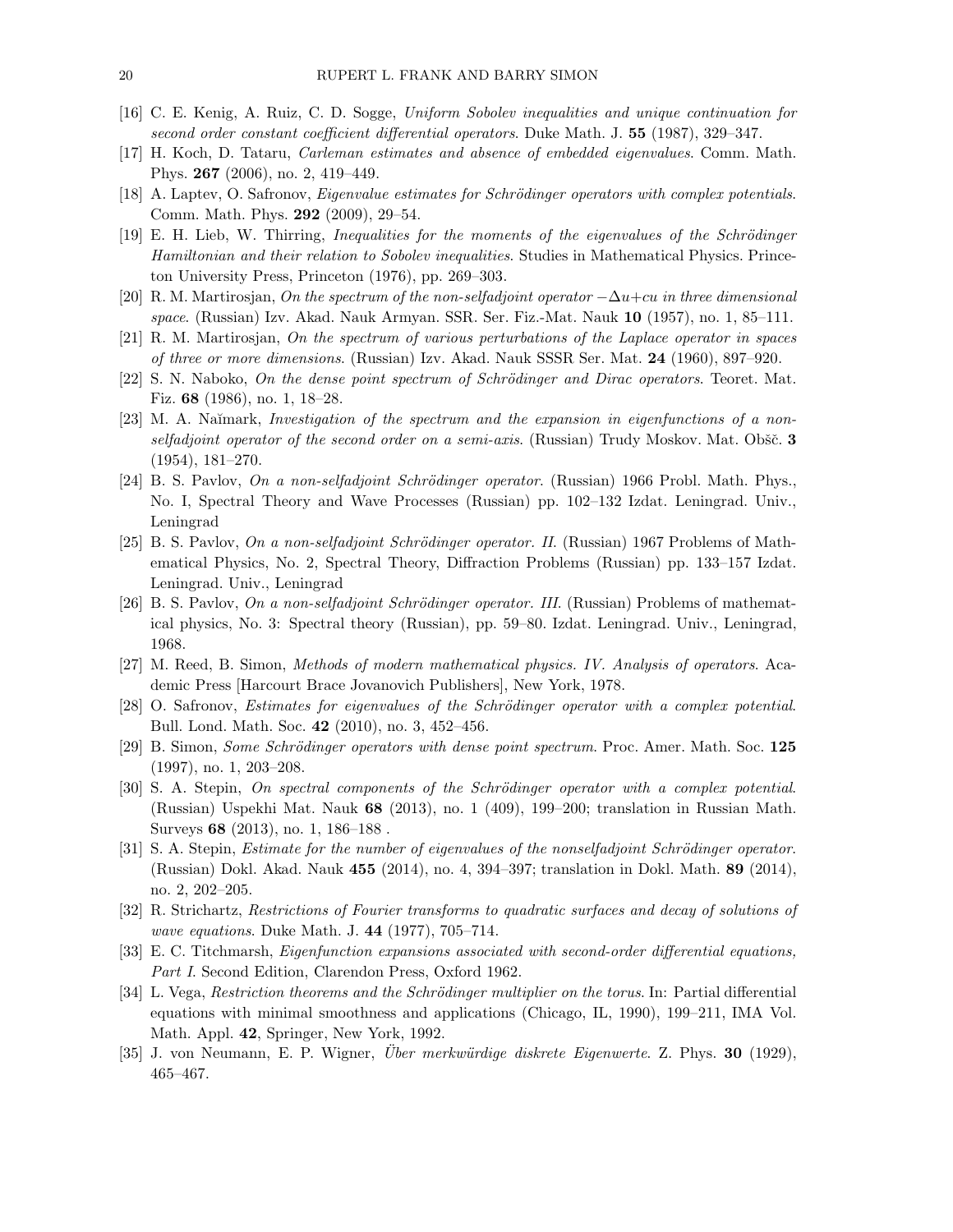[16] C. E. Kenig, A. Ruiz, C. D. Sogge, *Uniform Sobolev inequalities and unique continuation for second order constant coefficient differential operators*. Duke Math. J. **55** (1987), 329–347.

[17] H. Koch, D. Tataru, *Carleman estimates and absence of embedded eigenvalues*. Comm. Math. Phys. **267** (2006), no. 2, 419–449.

[18] A. Laptev, O. Safronov, *Eigenvalue estimates for Schrödinger operators with complex potentials*. Comm. Math. Phys. **292** (2009), 29–54.

[19] E. H. Lieb, W. Thirring, *Inequalities for the moments of the eigenvalues of the Schrödinger Hamiltonian and their relation to Sobolev inequalities*. Studies in Mathematical Physics. Princeton University Press, Princeton (1976), pp. 269–303.

[20] R. M. Martirosjan, *On the spectrum of the non-selfadjoint operator $-\Delta u+cu$ in three dimensional space*. (Russian) Izv. Akad. Nauk Armyan. SSR. Ser. Fiz.-Mat. Nauk **10** (1957), no. 1, 85–111.

[21] R. M. Martirosjan, *On the spectrum of various perturbations of the Laplace operator in spaces of three or more dimensions*. (Russian) Izv. Akad. Nauk SSSR Ser. Mat. **24** (1960), 897–920.

[22] S. N. Naboko, *On the dense point spectrum of Schrödinger and Dirac operators*. Teoret. Mat. Fiz. **68** (1986), no. 1, 18–28.

[23] M. A. Naĭmark, *Investigation of the spectrum and the expansion in eigenfunctions of a non-selfadjoint operator of the second order on a semi-axis*. (Russian) Trudy Moskov. Mat. Obšč. **3** (1954), 181–270.

[24] B. S. Pavlov, *On a non-selfadjoint Schrödinger operator*. (Russian) 1966 Probl. Math. Phys., No. I, Spectral Theory and Wave Processes (Russian) pp. 102–132 Izdat. Leningrad. Univ., Leningrad

[25] B. S. Pavlov, *On a non-selfadjoint Schrödinger operator. II*. (Russian) 1967 Problems of Mathematical Physics, No. 2, Spectral Theory, Diffraction Problems (Russian) pp. 133–157 Izdat. Leningrad. Univ., Leningrad

[26] B. S. Pavlov, *On a non-selfadjoint Schrödinger operator. III*. (Russian) Problems of mathematical physics, No. 3: Spectral theory (Russian), pp. 59–80. Izdat. Leningrad. Univ., Leningrad, 1968.

[27] M. Reed, B. Simon, *Methods of modern mathematical physics. IV. Analysis of operators*. Academic Press [Harcourt Brace Jovanovich Publishers], New York, 1978.

[28] O. Safronov, *Estimates for eigenvalues of the Schrödinger operator with a complex potential*. Bull. Lond. Math. Soc. **42** (2010), no. 3, 452–456.

[29] B. Simon, *Some Schrödinger operators with dense point spectrum*. Proc. Amer. Math. Soc. **125** (1997), no. 1, 203–208.

[30] S. A. Stepin, *On spectral components of the Schrödinger operator with a complex potential*. (Russian) Uspekhi Mat. Nauk **68** (2013), no. 1 (409), 199–200; translation in Russian Math. Surveys **68** (2013), no. 1, 186–188 .

[31] S. A. Stepin, *Estimate for the number of eigenvalues of the nonselfadjoint Schrödinger operator*. (Russian) Dokl. Akad. Nauk **455** (2014), no. 4, 394–397; translation in Dokl. Math. **89** (2014), no. 2, 202–205.

[32] R. Strichartz, *Restrictions of Fourier transforms to quadratic surfaces and decay of solutions of wave equations*. Duke Math. J. **44** (1977), 705–714.

[33] E. C. Titchmarsh, *Eigenfunction expansions associated with second-order differential equations, Part I*. Second Edition, Clarendon Press, Oxford 1962.

[34] L. Vega, *Restriction theorems and the Schrödinger multiplier on the torus*. In: Partial differential equations with minimal smoothness and applications (Chicago, IL, 1990), 199–211, IMA Vol. Math. Appl. **42**, Springer, New York, 1992.

[35] J. von Neumann, E. P. Wigner, *Über merkwürdige diskrete Eigenwerte*. Z. Phys. **30** (1929), 465–467.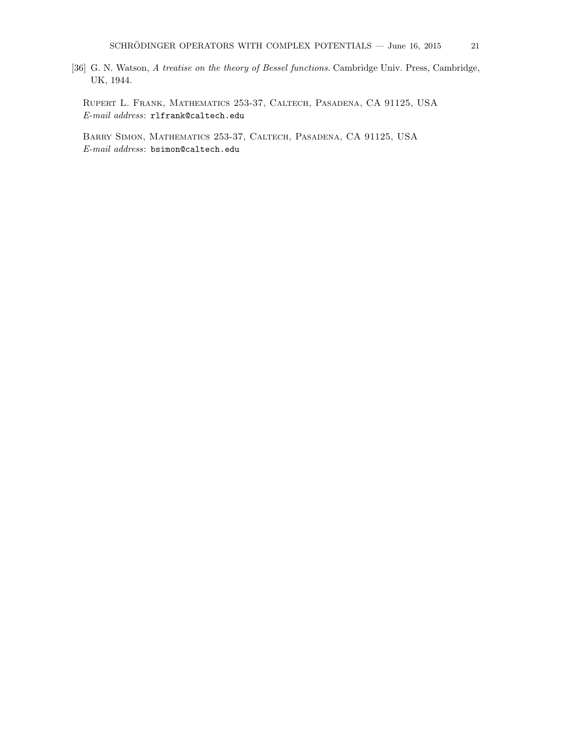[36] G. N. Watson, *A treatise on the theory of Bessel functions*. Cambridge Univ. Press, Cambridge, UK, 1944.

Rupert L. Frank, Mathematics 253-37, Caltech, Pasadena, CA 91125, USA
*E-mail address*: `rlfrank@caltech.edu`

Barry Simon, Mathematics 253-37, Caltech, Pasadena, CA 91125, USA
*E-mail address*: `bsimon@caltech.edu`